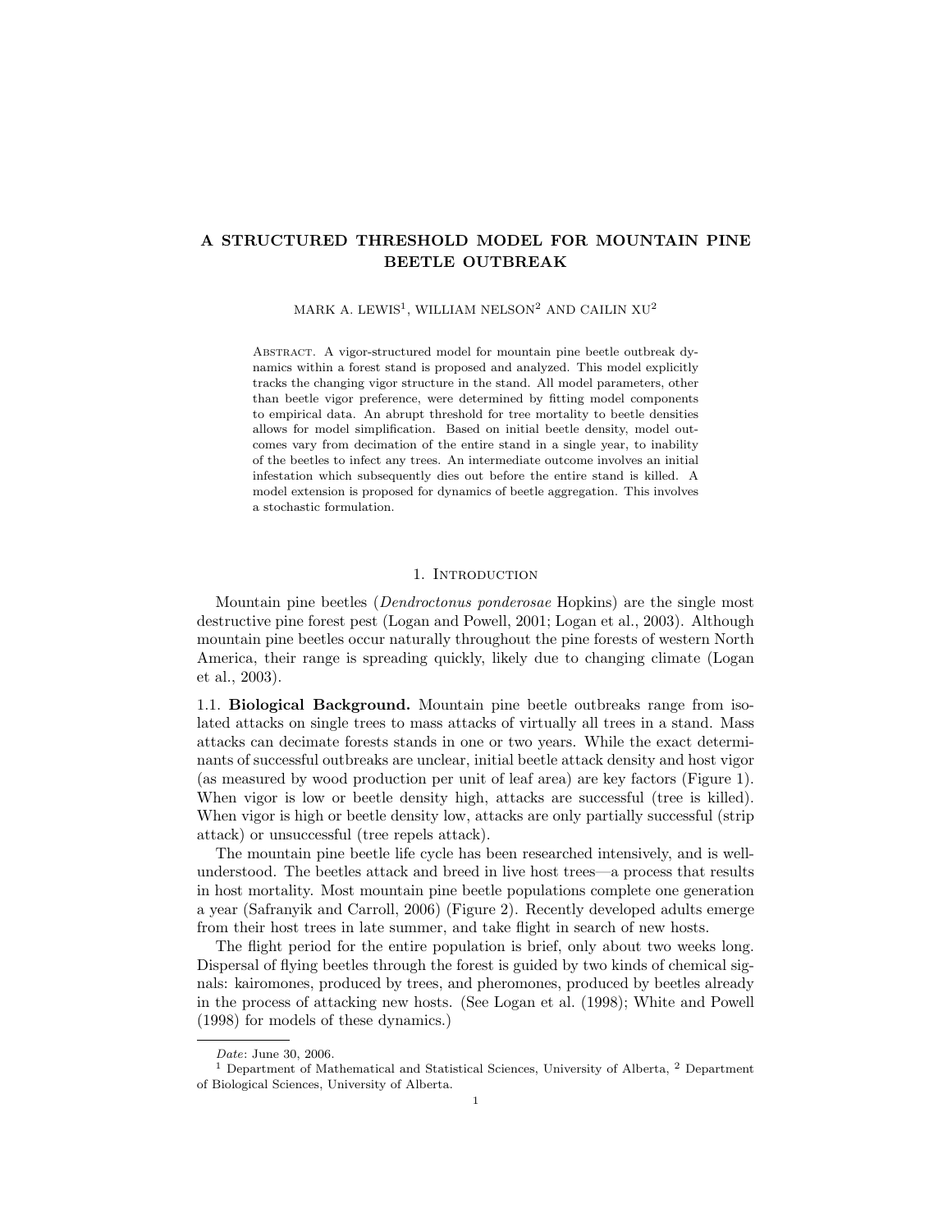# A STRUCTURED THRESHOLD MODEL FOR MOUNTAIN PINE BEETLE OUTBREAK

MARK A. LEWIS[1], WILLIAM NELSON[2] AND CAILIN XU[2]

Abstract. A vigor-structured model for mountain pine beetle outbreak dynamics within a forest stand is proposed and analyzed. This model explicitly tracks the changing vigor structure in the stand. All model parameters, other than beetle vigor preference, were determined by fitting model components to empirical data. An abrupt threshold for tree mortality to beetle densities allows for model simplification. Based on initial beetle density, model outcomes vary from decimation of the entire stand in a single year, to inability of the beetles to infect any trees. An intermediate outcome involves an initial infestation which subsequently dies out before the entire stand is killed. A model extension is proposed for dynamics of beetle aggregation. This involves a stochastic formulation.

## 1. Introduction

Mountain pine beetles (*Dendroctonus ponderosae* Hopkins) are the single most destructive pine forest pest (Logan and Powell, 2001; Logan et al., 2003). Although mountain pine beetles occur naturally throughout the pine forests of western North America, their range is spreading quickly, likely due to changing climate (Logan et al., 2003).

### 1.1. Biological Background.

Mountain pine beetle outbreaks range from isolated attacks on single trees to mass attacks of virtually all trees in a stand. Mass attacks can decimate forests stands in one or two years. While the exact determinants of successful outbreaks are unclear, initial beetle attack density and host vigor (as measured by wood production per unit of leaf area) are key factors (Figure 1). When vigor is low or beetle density high, attacks are successful (tree is killed). When vigor is high or beetle density low, attacks are only partially successful (strip attack) or unsuccessful (tree repels attack).

The mountain pine beetle life cycle has been researched intensively, and is well-understood. The beetles attack and breed in live host trees—a process that results in host mortality. Most mountain pine beetle populations complete one generation a year (Safranyik and Carroll, 2006) (Figure 2). Recently developed adults emerge from their host trees in late summer, and take flight in search of new hosts.

The flight period for the entire population is brief, only about two weeks long. Dispersal of flying beetles through the forest is guided by two kinds of chemical signals: kairomones, produced by trees, and pheromones, produced by beetles already in the process of attacking new hosts. (See Logan et al. (1998); White and Powell (1998) for models of these dynamics.)

---

*Date*: June 30, 2006.

[1] Department of Mathematical and Statistical Sciences, University of Alberta, [2] Department of Biological Sciences, University of Alberta.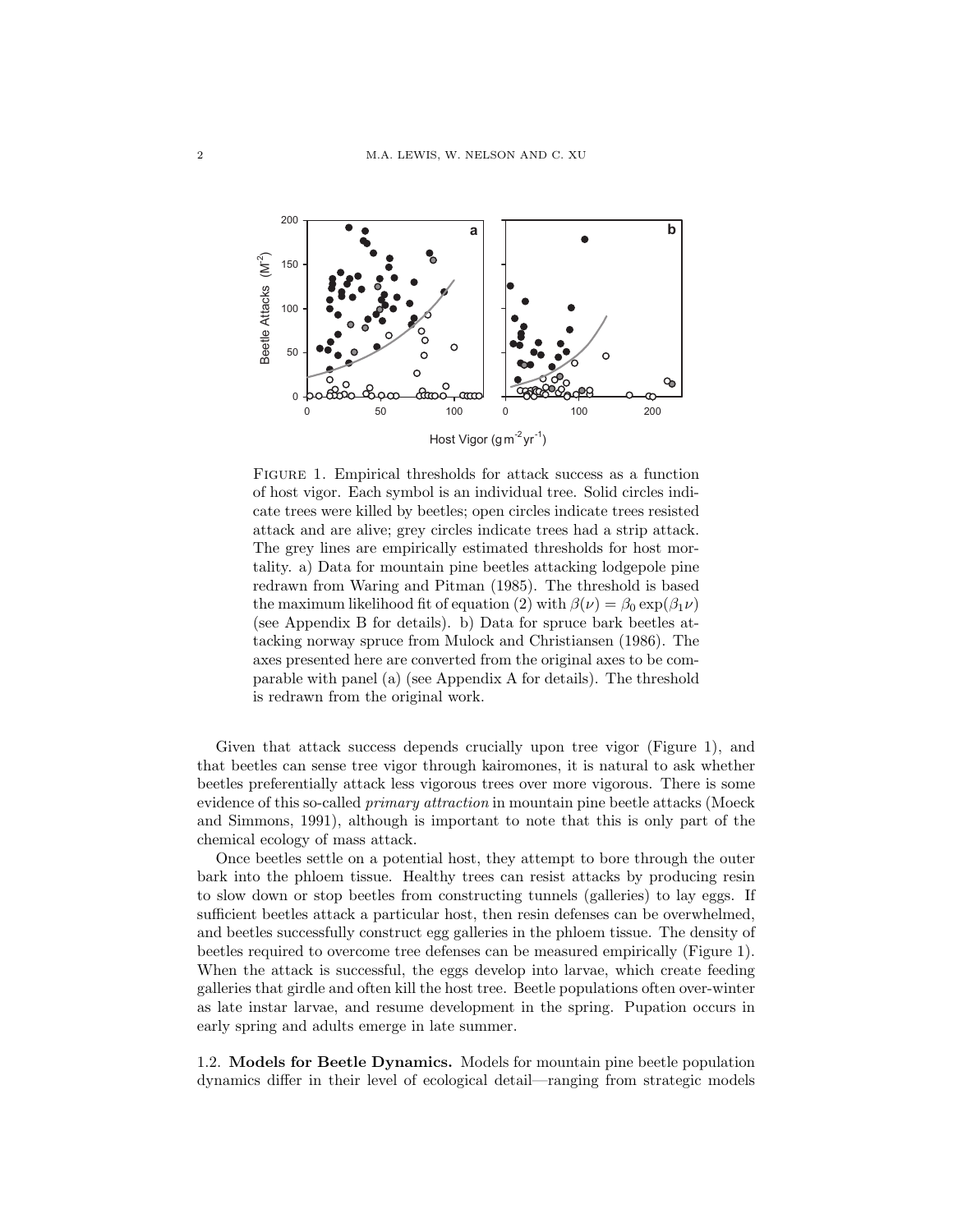FIGURE 1. Empirical thresholds for attack success as a function of host vigor. Each symbol is an individual tree. Solid circles indicate trees were killed by beetles; open circles indicate trees resisted attack and are alive; grey circles indicate trees had a strip attack. The grey lines are empirically estimated thresholds for host mortality. a) Data for mountain pine beetles attacking lodgepole pine redrawn from Waring and Pitman (1985). The threshold is based the maximum likelihood fit of equation (2) with $\beta(\nu) = \beta_0 \exp(\beta_1 \nu)$ (see Appendix B for details). b) Data for spruce bark beetles attacking norway spruce from Mulock and Christiansen (1986). The axes presented here are converted from the original axes to be comparable with panel (a) (see Appendix A for details). The threshold is redrawn from the original work.

Given that attack success depends crucially upon tree vigor (Figure 1), and that beetles can sense tree vigor through kairomones, it is natural to ask whether beetles preferentially attack less vigorous trees over more vigorous. There is some evidence of this so-called *primary attraction* in mountain pine beetle attacks (Moeck and Simmons, 1991), although is important to note that this is only part of the chemical ecology of mass attack.

Once beetles settle on a potential host, they attempt to bore through the outer bark into the phloem tissue. Healthy trees can resist attacks by producing resin to slow down or stop beetles from constructing tunnels (galleries) to lay eggs. If sufficient beetles attack a particular host, then resin defenses can be overwhelmed, and beetles successfully construct egg galleries in the phloem tissue. The density of beetles required to overcome tree defenses can be measured empirically (Figure 1). When the attack is successful, the eggs develop into larvae, which create feeding galleries that girdle and often kill the host tree. Beetle populations often over-winter as late instar larvae, and resume development in the spring. Pupation occurs in early spring and adults emerge in late summer.

1.2. **Models for Beetle Dynamics.** Models for mountain pine beetle population dynamics differ in their level of ecological detail—ranging from strategic models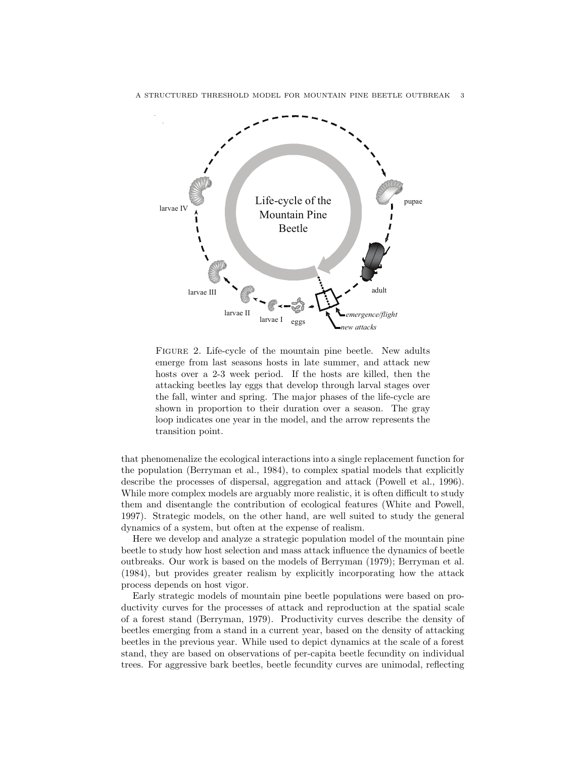FIGURE 2. Life-cycle of the mountain pine beetle. New adults emerge from last seasons hosts in late summer, and attack new hosts over a 2-3 week period. If the hosts are killed, then the attacking beetles lay eggs that develop through larval stages over the fall, winter and spring. The major phases of the life-cycle are shown in proportion to their duration over a season. The gray loop indicates one year in the model, and the arrow represents the transition point.

that phenomenalize the ecological interactions into a single replacement function for the population (Berryman et al., 1984), to complex spatial models that explicitly describe the processes of dispersal, aggregation and attack (Powell et al., 1996). While more complex models are arguably more realistic, it is often difficult to study them and disentangle the contribution of ecological features (White and Powell, 1997). Strategic models, on the other hand, are well suited to study the general dynamics of a system, but often at the expense of realism.

Here we develop and analyze a strategic population model of the mountain pine beetle to study how host selection and mass attack influence the dynamics of beetle outbreaks. Our work is based on the models of Berryman (1979); Berryman et al. (1984), but provides greater realism by explicitly incorporating how the attack process depends on host vigor.

Early strategic models of mountain pine beetle populations were based on productivity curves for the processes of attack and reproduction at the spatial scale of a forest stand (Berryman, 1979). Productivity curves describe the density of beetles emerging from a stand in a current year, based on the density of attacking beetles in the previous year. While used to depict dynamics at the scale of a forest stand, they are based on observations of per-capita beetle fecundity on individual trees. For aggressive bark beetles, beetle fecundity curves are unimodal, reflecting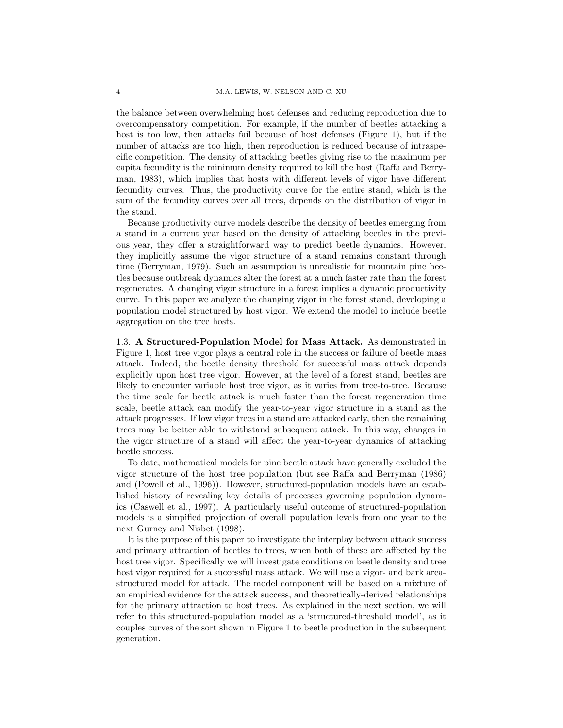the balance between overwhelming host defenses and reducing reproduction due to overcompensatory competition. For example, if the number of beetles attacking a host is too low, then attacks fail because of host defenses (Figure 1), but if the number of attacks are too high, then reproduction is reduced because of intraspecific competition. The density of attacking beetles giving rise to the maximum per capita fecundity is the minimum density required to kill the host (Raffa and Berryman, 1983), which implies that hosts with different levels of vigor have different fecundity curves. Thus, the productivity curve for the entire stand, which is the sum of the fecundity curves over all trees, depends on the distribution of vigor in the stand.

Because productivity curve models describe the density of beetles emerging from a stand in a current year based on the density of attacking beetles in the previous year, they offer a straightforward way to predict beetle dynamics. However, they implicitly assume the vigor structure of a stand remains constant through time (Berryman, 1979). Such an assumption is unrealistic for mountain pine beetles because outbreak dynamics alter the forest at a much faster rate than the forest regenerates. A changing vigor structure in a forest implies a dynamic productivity curve. In this paper we analyze the changing vigor in the forest stand, developing a population model structured by host vigor. We extend the model to include beetle aggregation on the tree hosts.

### 1.3. A Structured-Population Model for Mass Attack.

As demonstrated in Figure 1, host tree vigor plays a central role in the success or failure of beetle mass attack. Indeed, the beetle density threshold for successful mass attack depends explicitly upon host tree vigor. However, at the level of a forest stand, beetles are likely to encounter variable host tree vigor, as it varies from tree-to-tree. Because the time scale for beetle attack is much faster than the forest regeneration time scale, beetle attack can modify the year-to-year vigor structure in a stand as the attack progresses. If low vigor trees in a stand are attacked early, then the remaining trees may be better able to withstand subsequent attack. In this way, changes in the vigor structure of a stand will affect the year-to-year dynamics of attacking beetle success.

To date, mathematical models for pine beetle attack have generally excluded the vigor structure of the host tree population (but see Raffa and Berryman (1986) and (Powell et al., 1996)). However, structured-population models have an established history of revealing key details of processes governing population dynamics (Caswell et al., 1997). A particularly useful outcome of structured-population models is a simpified projection of overall population levels from one year to the next Gurney and Nisbet (1998).

It is the purpose of this paper to investigate the interplay between attack success and primary attraction of beetles to trees, when both of these are affected by the host tree vigor. Specifically we will investigate conditions on beetle density and tree host vigor required for a successful mass attack. We will use a vigor- and bark area-structured model for attack. The model component will be based on a mixture of an empirical evidence for the attack success, and theoretically-derived relationships for the primary attraction to host trees. As explained in the next section, we will refer to this structured-population model as a 'structured-threshold model', as it couples curves of the sort shown in Figure 1 to beetle production in the subsequent generation.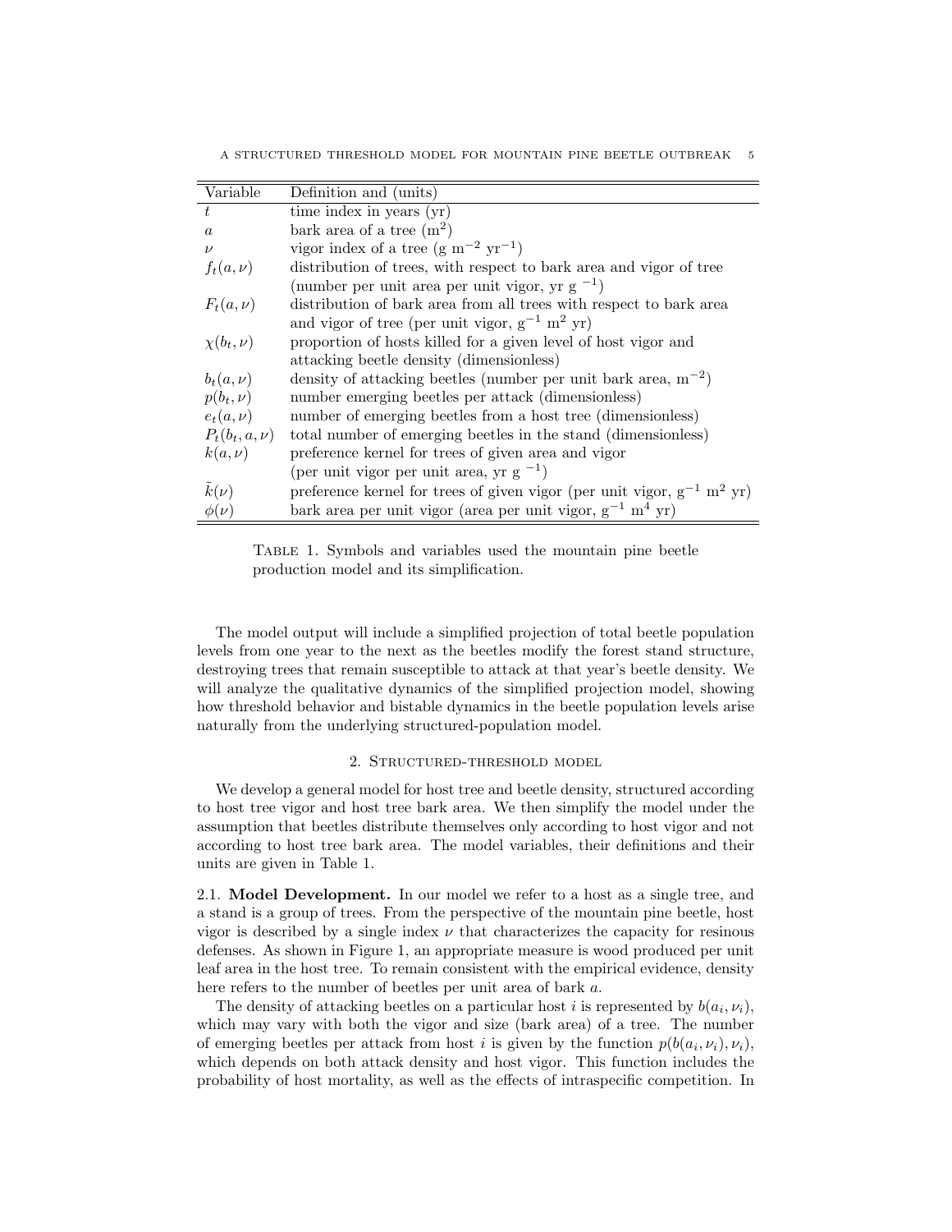| Variable | Definition and (units) |
|---|---|
| $t$ | time index in years (yr) |
| $a$ | bark area of a tree ($\mathrm{m}^2$) |
| $\nu$ | vigor index of a tree (g $\mathrm{m}^{-2}$ $\mathrm{yr}^{-1}$) |
| $f_t(a,\nu)$ | distribution of trees, with respect to bark area and vigor of tree (number per unit area per unit vigor, yr g $^{-1}$) |
| $F_t(a,\nu)$ | distribution of bark area from all trees with respect to bark area and vigor of tree (per unit vigor, $\mathrm{g}^{-1}$ $\mathrm{m}^2$ yr) |
| $\chi(b_t,\nu)$ | proportion of hosts killed for a given level of host vigor and attacking beetle density (dimensionless) |
| $b_t(a,\nu)$ | density of attacking beetles (number per unit bark area, $\mathrm{m}^{-2}$) |
| $p(b_t,\nu)$ | number emerging beetles per attack (dimensionless) |
| $e_t(a,\nu)$ | number of emerging beetles from a host tree (dimensionless) |
| $P_t(b_t,a,\nu)$ | total number of emerging beetles in the stand (dimensionless) |
| $k(a,\nu)$ | preference kernel for trees of given area and vigor (per unit vigor per unit area, yr g $^{-1}$) |
| $\tilde{k}(\nu)$ | preference kernel for trees of given vigor (per unit vigor, $\mathrm{g}^{-1}$ $\mathrm{m}^2$ yr) |
| $\phi(\nu)$ | bark area per unit vigor (area per unit vigor, $\mathrm{g}^{-1}$ $\mathrm{m}^4$ yr) |

Table 1. Symbols and variables used the mountain pine beetle production model and its simplification.

The model output will include a simplified projection of total beetle population levels from one year to the next as the beetles modify the forest stand structure, destroying trees that remain susceptible to attack at that year's beetle density. We will analyze the qualitative dynamics of the simplified projection model, showing how threshold behavior and bistable dynamics in the beetle population levels arise naturally from the underlying structured-population model.

## 2. Structured-threshold model

We develop a general model for host tree and beetle density, structured according to host tree vigor and host tree bark area. We then simplify the model under the assumption that beetles distribute themselves only according to host vigor and not according to host tree bark area. The model variables, their definitions and their units are given in Table 1.

### 2.1. Model Development.

In our model we refer to a host as a single tree, and a stand is a group of trees. From the perspective of the mountain pine beetle, host vigor is described by a single index $\nu$ that characterizes the capacity for resinous defenses. As shown in Figure 1, an appropriate measure is wood produced per unit leaf area in the host tree. To remain consistent with the empirical evidence, density here refers to the number of beetles per unit area of bark $a$.

The density of attacking beetles on a particular host $i$ is represented by $b(a_i,\nu_i)$, which may vary with both the vigor and size (bark area) of a tree. The number of emerging beetles per attack from host $i$ is given by the function $p(b(a_i,\nu_i),\nu_i)$, which depends on both attack density and host vigor. This function includes the probability of host mortality, as well as the effects of intraspecific competition. In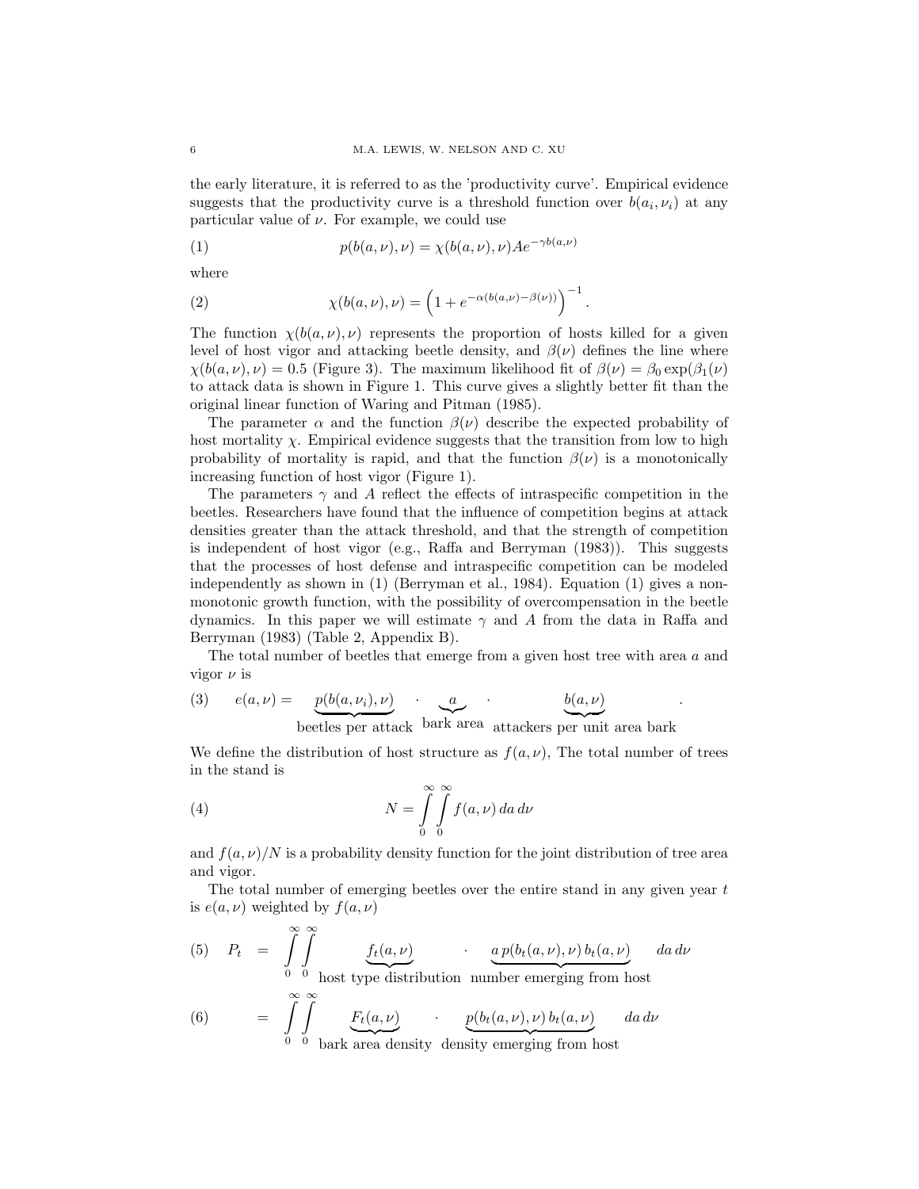the early literature, it is referred to as the 'productivity curve'. Empirical evidence suggests that the productivity curve is a threshold function over $b(a_i, \nu_i)$ at any particular value of $\nu$. For example, we could use

$$p(b(a,\nu),\nu) = \chi(b(a,\nu),\nu)Ae^{-\gamma b(a,\nu)} \tag{1}$$

where

$$\chi(b(a,\nu),\nu) = \left(1 + e^{-\alpha(b(a,\nu)-\beta(\nu))}\right)^{-1}. \tag{2}$$

The function $\chi(b(a,\nu),\nu)$ represents the proportion of hosts killed for a given level of host vigor and attacking beetle density, and $\beta(\nu)$ defines the line where $\chi(b(a,\nu),\nu) = 0.5$ (Figure 3). The maximum likelihood fit of $\beta(\nu) = \beta_0 \exp(\beta_1(\nu)$ to attack data is shown in Figure 1. This curve gives a slightly better fit than the original linear function of Waring and Pitman (1985).

The parameter $\alpha$ and the function $\beta(\nu)$ describe the expected probability of host mortality $\chi$. Empirical evidence suggests that the transition from low to high probability of mortality is rapid, and that the function $\beta(\nu)$ is a monotonically increasing function of host vigor (Figure 1).

The parameters $\gamma$ and $A$ reflect the effects of intraspecific competition in the beetles. Researchers have found that the influence of competition begins at attack densities greater than the attack threshold, and that the strength of competition is independent of host vigor (e.g., Raffa and Berryman (1983)). This suggests that the processes of host defense and intraspecific competition can be modeled independently as shown in (1) (Berryman et al., 1984). Equation (1) gives a non-monotonic growth function, with the possibility of overcompensation in the beetle dynamics. In this paper we will estimate $\gamma$ and $A$ from the data in Raffa and Berryman (1983) (Table 2, Appendix B).

The total number of beetles that emerge from a given host tree with area $a$ and vigor $\nu$ is

$$e(a,\nu) = \underbrace{p(b(a,\nu_i),\nu)}_{\text{beetles per attack}} \cdot \underbrace{a}_{\text{bark area}} \cdot \underbrace{b(a,\nu)}_{\text{attackers per unit area bark}}. \tag{3}$$

We define the distribution of host structure as $f(a,\nu)$, The total number of trees in the stand is

$$N = \int_0^\infty \int_0^\infty f(a,\nu)\, da\, d\nu \tag{4}$$

and $f(a,\nu)/N$ is a probability density function for the joint distribution of tree area and vigor.

The total number of emerging beetles over the entire stand in any given year $t$ is $e(a,\nu)$ weighted by $f(a,\nu)$

$$P_t = \int_0^\infty \int_0^\infty \underbrace{f_t(a,\nu)}_{\text{host type distribution}} \cdot \underbrace{a\, p(b_t(a,\nu),\nu)\, b_t(a,\nu)}_{\text{number emerging from host}} \, da\, d\nu \tag{5}$$

$$= \int_0^\infty \int_0^\infty \underbrace{F_t(a,\nu)}_{\text{bark area density}} \cdot \underbrace{p(b_t(a,\nu),\nu)\, b_t(a,\nu)}_{\text{density emerging from host}} \, da\, d\nu \tag{6}$$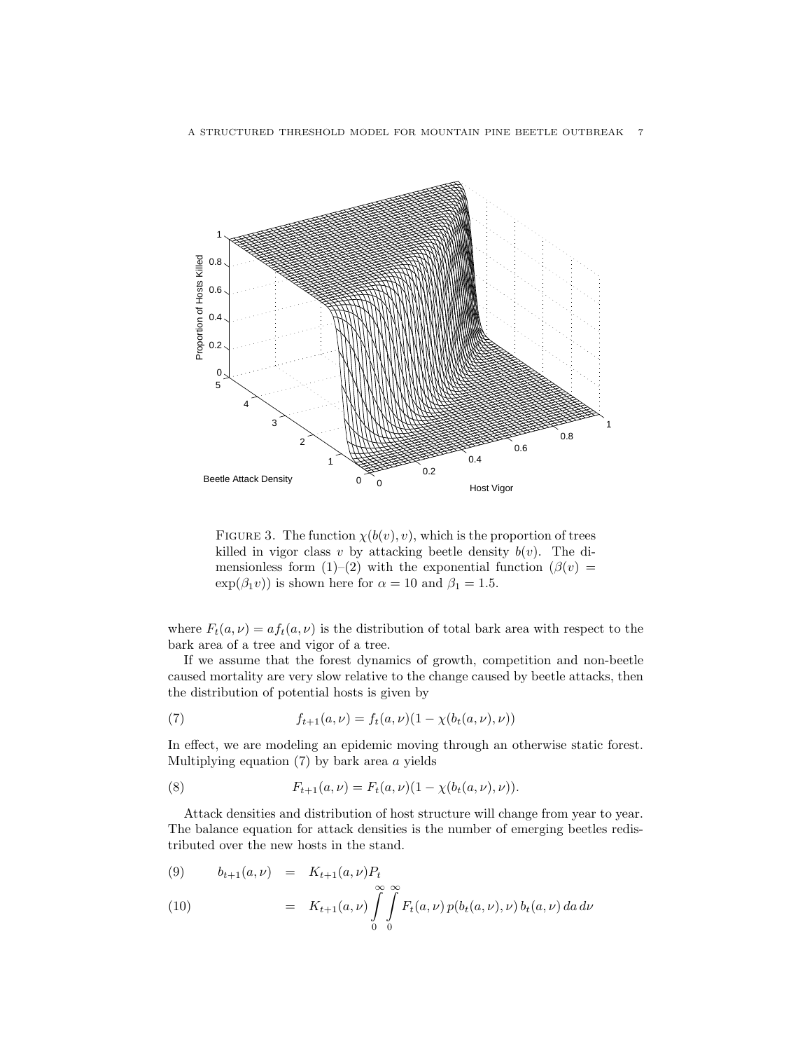FIGURE 3. The function $\chi(b(v), v)$, which is the proportion of trees killed in vigor class $v$ by attacking beetle density $b(v)$. The dimensionless form (1)–(2) with the exponential function ($\beta(v) = \exp(\beta_1 v)$) is shown here for $\alpha = 10$ and $\beta_1 = 1.5$.

where $F_t(a, \nu) = af_t(a, \nu)$ is the distribution of total bark area with respect to the bark area of a tree and vigor of a tree.

If we assume that the forest dynamics of growth, competition and non-beetle caused mortality are very slow relative to the change caused by beetle attacks, then the distribution of potential hosts is given by

$$f_{t+1}(a, \nu) = f_t(a, \nu)(1 - \chi(b_t(a, \nu), \nu)) \tag{7}$$

In effect, we are modeling an epidemic moving through an otherwise static forest. Multiplying equation (7) by bark area $a$ yields

$$F_{t+1}(a, \nu) = F_t(a, \nu)(1 - \chi(b_t(a, \nu), \nu)). \tag{8}$$

Attack densities and distribution of host structure will change from year to year. The balance equation for attack densities is the number of emerging beetles redistributed over the new hosts in the stand.

$$b_{t+1}(a, \nu) = K_{t+1}(a, \nu)P_t \tag{9}$$

$$= K_{t+1}(a, \nu) \int_0^\infty \int_0^\infty F_t(a, \nu)\, p(b_t(a, \nu), \nu)\, b_t(a, \nu)\, da\, d\nu \tag{10}$$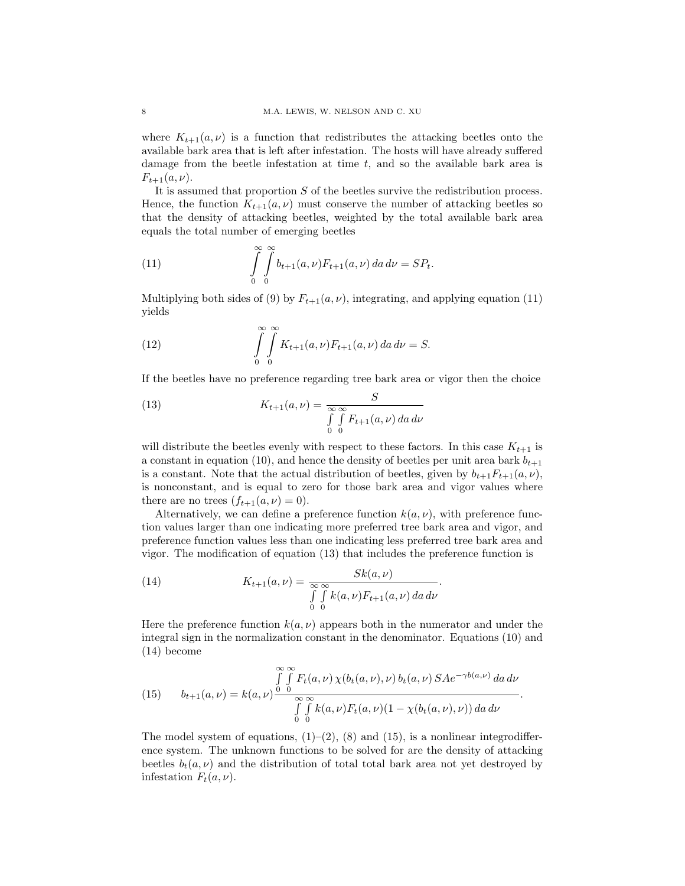where $K_{t+1}(a, \nu)$ is a function that redistributes the attacking beetles onto the available bark area that is left after infestation. The hosts will have already suffered damage from the beetle infestation at time $t$, and so the available bark area is $F_{t+1}(a, \nu)$.

It is assumed that proportion $S$ of the beetles survive the redistribution process. Hence, the function $K_{t+1}(a, \nu)$ must conserve the number of attacking beetles so that the density of attacking beetles, weighted by the total available bark area equals the total number of emerging beetles

$$\int_0^\infty \int_0^\infty b_{t+1}(a, \nu) F_{t+1}(a, \nu) \, da \, d\nu = SP_t. \tag{11}$$

Multiplying both sides of (9) by $F_{t+1}(a, \nu)$, integrating, and applying equation (11) yields

$$\int_0^\infty \int_0^\infty K_{t+1}(a, \nu) F_{t+1}(a, \nu) \, da \, d\nu = S. \tag{12}$$

If the beetles have no preference regarding tree bark area or vigor then the choice

$$K_{t+1}(a, \nu) = \frac{S}{\int_0^\infty \int_0^\infty F_{t+1}(a, \nu) \, da \, d\nu} \tag{13}$$

will distribute the beetles evenly with respect to these factors. In this case $K_{t+1}$ is a constant in equation (10), and hence the density of beetles per unit area bark $b_{t+1}$ is a constant. Note that the actual distribution of beetles, given by $b_{t+1} F_{t+1}(a, \nu)$, is nonconstant, and is equal to zero for those bark area and vigor values where there are no trees ($f_{t+1}(a, \nu) = 0$).

Alternatively, we can define a preference function $k(a, \nu)$, with preference function values larger than one indicating more preferred tree bark area and vigor, and preference function values less than one indicating less preferred tree bark area and vigor. The modification of equation (13) that includes the preference function is

$$K_{t+1}(a, \nu) = \frac{S k(a, \nu)}{\int_0^\infty \int_0^\infty k(a, \nu) F_{t+1}(a, \nu) \, da \, d\nu}. \tag{14}$$

Here the preference function $k(a, \nu)$ appears both in the numerator and under the integral sign in the normalization constant in the denominator. Equations (10) and (14) become

$$b_{t+1}(a, \nu) = k(a, \nu) \frac{\int_0^\infty \int_0^\infty F_t(a, \nu) \, \chi(b_t(a, \nu), \nu) \, b_t(a, \nu) \, S A e^{-\gamma b(a, \nu)} \, da \, d\nu}{\int_0^\infty \int_0^\infty k(a, \nu) F_t(a, \nu) (1 - \chi(b_t(a, \nu), \nu)) \, da \, d\nu}. \tag{15}$$

The model system of equations, (1)–(2), (8) and (15), is a nonlinear integrodifference system. The unknown functions to be solved for are the density of attacking beetles $b_t(a, \nu)$ and the distribution of total total bark area not yet destroyed by infestation $F_t(a, \nu)$.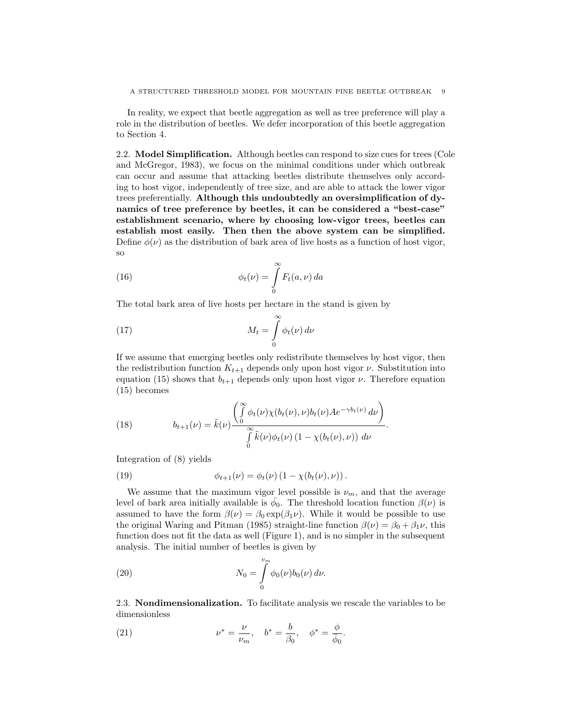In reality, we expect that beetle aggregation as well as tree preference will play a role in the distribution of beetles. We defer incorporation of this beetle aggregation to Section 4.

### 2.2. Model Simplification.

Although beetles can respond to size cues for trees (Cole and McGregor, 1983), we focus on the minimal conditions under which outbreak can occur and assume that attacking beetles distribute themselves only according to host vigor, independently of tree size, and are able to attack the lower vigor trees preferentially. **Although this undoubtedly an oversimplification of dynamics of tree preference by beetles, it can be considered a "best-case" establishment scenario, where by choosing low-vigor trees, beetles can establish most easily. Then then the above system can be simplified.** Define $\phi(\nu)$ as the distribution of bark area of live hosts as a function of host vigor, so

$$\phi_t(\nu) = \int_0^\infty F_t(a, \nu)\, da \tag{16}$$

The total bark area of live hosts per hectare in the stand is given by

$$M_t = \int_0^\infty \phi_t(\nu)\, d\nu \tag{17}$$

If we assume that emerging beetles only redistribute themselves by host vigor, then the redistribution function $K_{t+1}$ depends only upon host vigor $\nu$. Substitution into equation (15) shows that $b_{t+1}$ depends only upon host vigor $\nu$. Therefore equation (15) becomes

$$b_{t+1}(\nu) = \tilde{k}(\nu) \frac{\left( \int_0^\infty \phi_t(\nu) \chi(b_t(\nu), \nu) b_t(\nu) A e^{-\gamma b_t(\nu)}\, d\nu \right)}{\int_0^\infty \tilde{k}(\nu) \phi_t(\nu) \left(1 - \chi(b_t(\nu), \nu)\right)\, d\nu}. \tag{18}$$

Integration of (8) yields

$$\phi_{t+1}(\nu) = \phi_t(\nu) \left(1 - \chi(b_t(\nu), \nu)\right). \tag{19}$$

We assume that the maximum vigor level possible is $\nu_m$, and that the average level of bark area initially available is $\bar{\phi}_0$. The threshold location function $\beta(\nu)$ is assumed to have the form $\beta(\nu) = \beta_0 \exp(\beta_1 \nu)$. While it would be possible to use the original Waring and Pitman (1985) straight-line function $\beta(\nu) = \beta_0 + \beta_1 \nu$, this function does not fit the data as well (Figure 1), and is no simpler in the subsequent analysis. The initial number of beetles is given by

$$N_0 = \int_0^{v_m} \phi_0(\nu) b_0(\nu)\, d\nu. \tag{20}$$

### 2.3. Nondimensionalization.

To facilitate analysis we rescale the variables to be dimensionless

$$\nu^* = \frac{\nu}{\nu_m}, \quad b^* = \frac{b}{\beta_0}, \quad \phi^* = \frac{\phi}{\bar{\phi}_0}. \tag{21}$$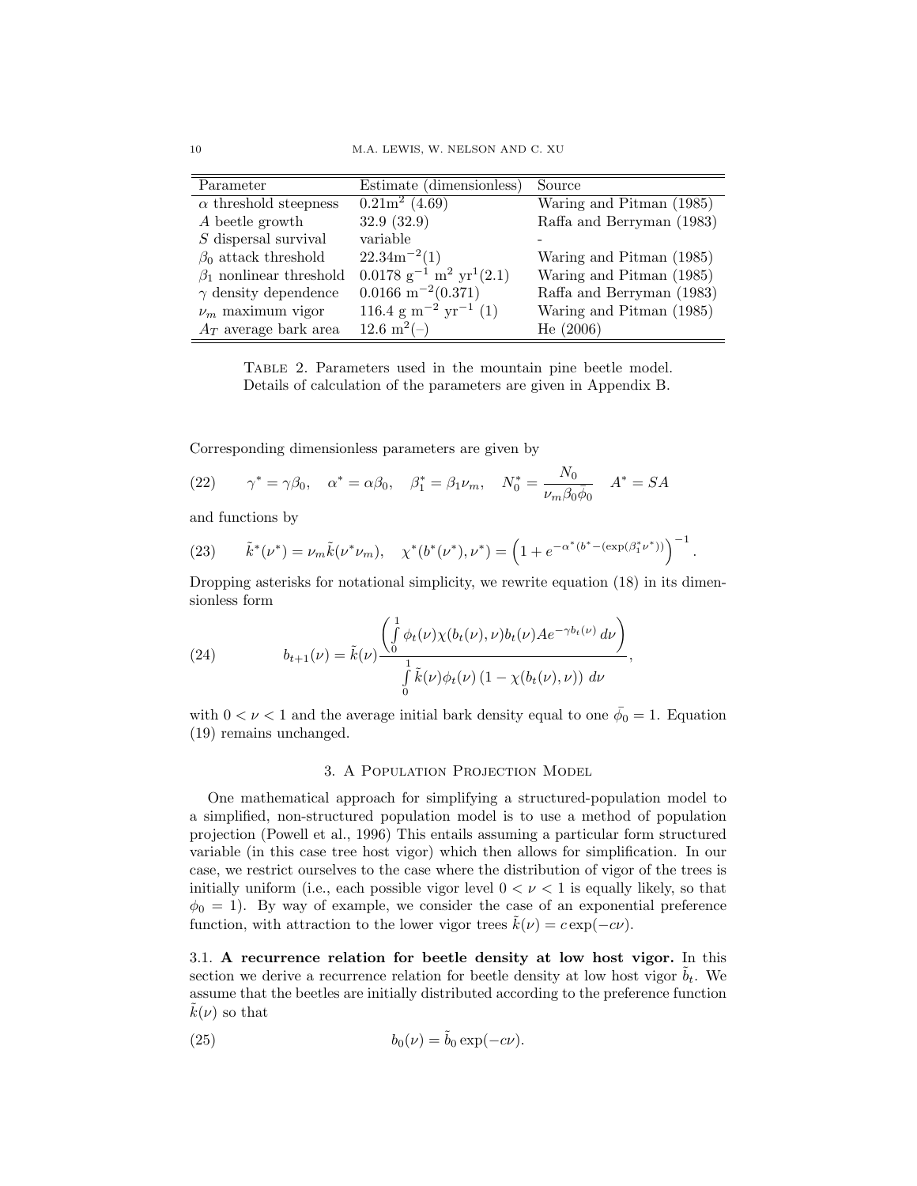| Parameter | Estimate (dimensionless) | Source |
|---|---|---|
| $\alpha$ threshold steepness | $0.21\text{m}^2$ (4.69) | Waring and Pitman (1985) |
| $A$ beetle growth | 32.9 (32.9) | Raffa and Berryman (1983) |
| $S$ dispersal survival | variable | - |
| $\beta_0$ attack threshold | $22.34\text{m}^{-2}(1)$ | Waring and Pitman (1985) |
| $\beta_1$ nonlinear threshold | $0.0178\ \text{g}^{-1}\ \text{m}^2\ \text{yr}^1(2.1)$ | Waring and Pitman (1985) |
| $\gamma$ density dependence | $0.0166\ \text{m}^{-2}(0.371)$ | Raffa and Berryman (1983) |
| $\nu_m$ maximum vigor | $116.4\ \text{g m}^{-2}\ \text{yr}^{-1}$ (1) | Waring and Pitman (1985) |
| $A_T$ average bark area | $12.6\ \text{m}^2(-)$ | He (2006) |

Table 2. Parameters used in the mountain pine beetle model. Details of calculation of the parameters are given in Appendix B.

Corresponding dimensionless parameters are given by

$$\gamma^* = \gamma\beta_0, \quad \alpha^* = \alpha\beta_0, \quad \beta_1^* = \beta_1\nu_m, \quad N_0^* = \frac{N_0}{\nu_m\beta_0\bar{\phi}_0} \quad A^* = SA \tag{22}$$

and functions by

$$\tilde{k}^*(\nu^*) = \nu_m\tilde{k}(\nu^*\nu_m), \quad \chi^*(b^*(\nu^*), \nu^*) = \left(1 + e^{-\alpha^*(b^* - (\exp(\beta_1^*\nu^*))}\right)^{-1}. \tag{23}$$

Dropping asterisks for notational simplicity, we rewrite equation (18) in its dimensionless form

$$b_{t+1}(\nu) = \tilde{k}(\nu)\frac{\left(\int_0^1 \phi_t(\nu)\chi(b_t(\nu), \nu)b_t(\nu)Ae^{-\gamma b_t(\nu)}\, d\nu\right)}{\int_0^1 \tilde{k}(\nu)\phi_t(\nu)\left(1 - \chi(b_t(\nu), \nu)\right)\, d\nu}, \tag{24}$$

with $0 < \nu < 1$ and the average initial bark density equal to one $\bar{\phi}_0 = 1$. Equation (19) remains unchanged.

## 3. A Population Projection Model

One mathematical approach for simplifying a structured-population model to a simplified, non-structured population model is to use a method of population projection (Powell et al., 1996) This entails assuming a particular form structured variable (in this case tree host vigor) which then allows for simplification. In our case, we restrict ourselves to the case where the distribution of vigor of the trees is initially uniform (i.e., each possible vigor level $0 < \nu < 1$ is equally likely, so that $\phi_0 = 1$). By way of example, we consider the case of an exponential preference function, with attraction to the lower vigor trees $\tilde{k}(\nu) = c\exp(-c\nu)$.

### 3.1. A recurrence relation for beetle density at low host vigor.

In this section we derive a recurrence relation for beetle density at low host vigor $\tilde{b}_t$. We assume that the beetles are initially distributed according to the preference function $\tilde{k}(\nu)$ so that

$$b_0(\nu) = \tilde{b}_0\exp(-c\nu). \tag{25}$$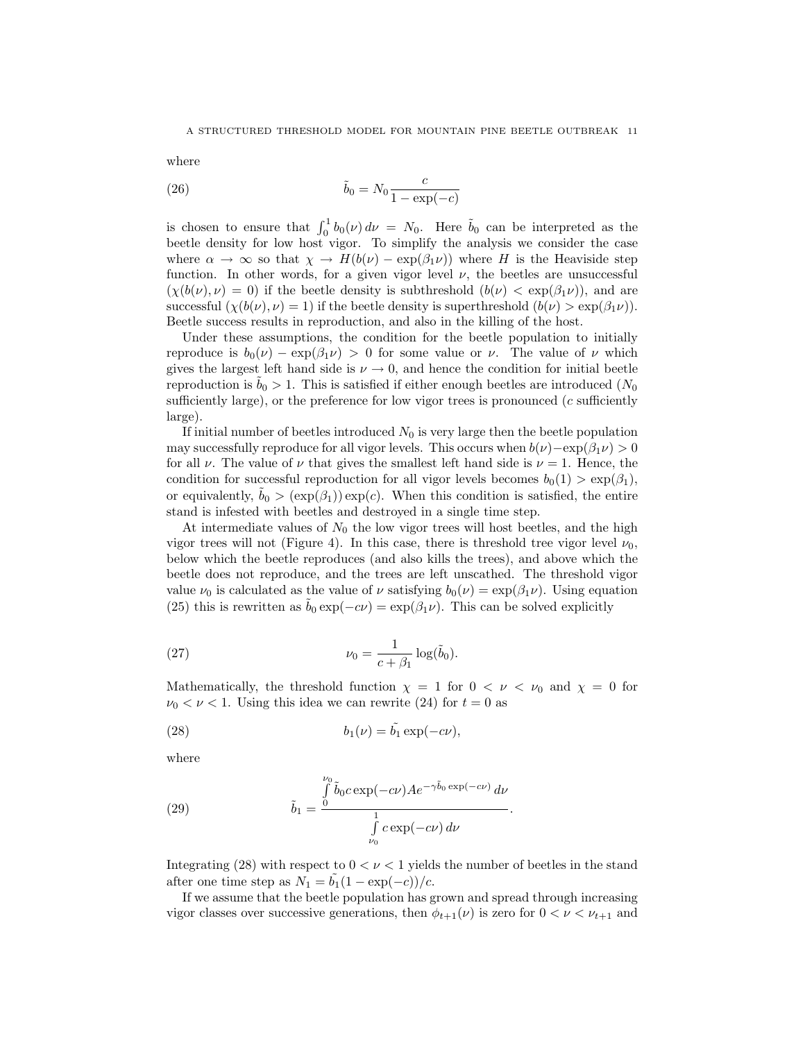where

$$\tilde{b}_0 = N_0 \frac{c}{1 - \exp(-c)} \tag{26}$$

is chosen to ensure that $\int_0^1 b_0(\nu)\, d\nu = N_0$. Here $\tilde{b}_0$ can be interpreted as the beetle density for low host vigor. To simplify the analysis we consider the case where $\alpha \to \infty$ so that $\chi \to H(b(\nu) - \exp(\beta_1 \nu))$ where $H$ is the Heaviside step function. In other words, for a given vigor level $\nu$, the beetles are unsuccessful ($\chi(b(\nu), \nu) = 0$) if the beetle density is subthreshold ($b(\nu) < \exp(\beta_1 \nu)$), and are successful ($\chi(b(\nu), \nu) = 1$) if the beetle density is superthreshold ($b(\nu) > \exp(\beta_1 \nu)$). Beetle success results in reproduction, and also in the killing of the host.

Under these assumptions, the condition for the beetle population to initially reproduce is $b_0(\nu) - \exp(\beta_1 \nu) > 0$ for some value or $\nu$. The value of $\nu$ which gives the largest left hand side is $\nu \to 0$, and hence the condition for initial beetle reproduction is $\tilde{b}_0 > 1$. This is satisfied if either enough beetles are introduced ($N_0$ sufficiently large), or the preference for low vigor trees is pronounced ($c$ sufficiently large).

If initial number of beetles introduced $N_0$ is very large then the beetle population may successfully reproduce for all vigor levels. This occurs when $b(\nu) - \exp(\beta_1 \nu) > 0$ for all $\nu$. The value of $\nu$ that gives the smallest left hand side is $\nu = 1$. Hence, the condition for successful reproduction for all vigor levels becomes $b_0(1) > \exp(\beta_1)$, or equivalently, $\tilde{b}_0 > (\exp(\beta_1)) \exp(c)$. When this condition is satisfied, the entire stand is infested with beetles and destroyed in a single time step.

At intermediate values of $N_0$ the low vigor trees will host beetles, and the high vigor trees will not (Figure 4). In this case, there is threshold tree vigor level $\nu_0$, below which the beetle reproduces (and also kills the trees), and above which the beetle does not reproduce, and the trees are left unscathed. The threshold vigor value $\nu_0$ is calculated as the value of $\nu$ satisfying $b_0(\nu) = \exp(\beta_1 \nu)$. Using equation (25) this is rewritten as $\tilde{b}_0 \exp(-c\nu) = \exp(\beta_1 \nu)$. This can be solved explicitly

$$\nu_0 = \frac{1}{c + \beta_1} \log(\tilde{b}_0). \tag{27}$$

Mathematically, the threshold function $\chi = 1$ for $0 < \nu < \nu_0$ and $\chi = 0$ for $\nu_0 < \nu < 1$. Using this idea we can rewrite (24) for $t = 0$ as

$$b_1(\nu) = \tilde{b_1} \exp(-c\nu), \tag{28}$$

where

$$\tilde{b}_1 = \frac{\int_0^{\nu_0} \tilde{b}_0 c \exp(-c\nu) A e^{-\gamma \tilde{b}_0 \exp(-c\nu)}\, d\nu}{\int_{\nu_0}^{1} c \exp(-c\nu)\, d\nu}. \tag{29}$$

Integrating (28) with respect to $0 < \nu < 1$ yields the number of beetles in the stand after one time step as $N_1 = \tilde{b_1}(1 - \exp(-c))/c$.

If we assume that the beetle population has grown and spread through increasing vigor classes over successive generations, then $\phi_{t+1}(\nu)$ is zero for $0 < \nu < \nu_{t+1}$ and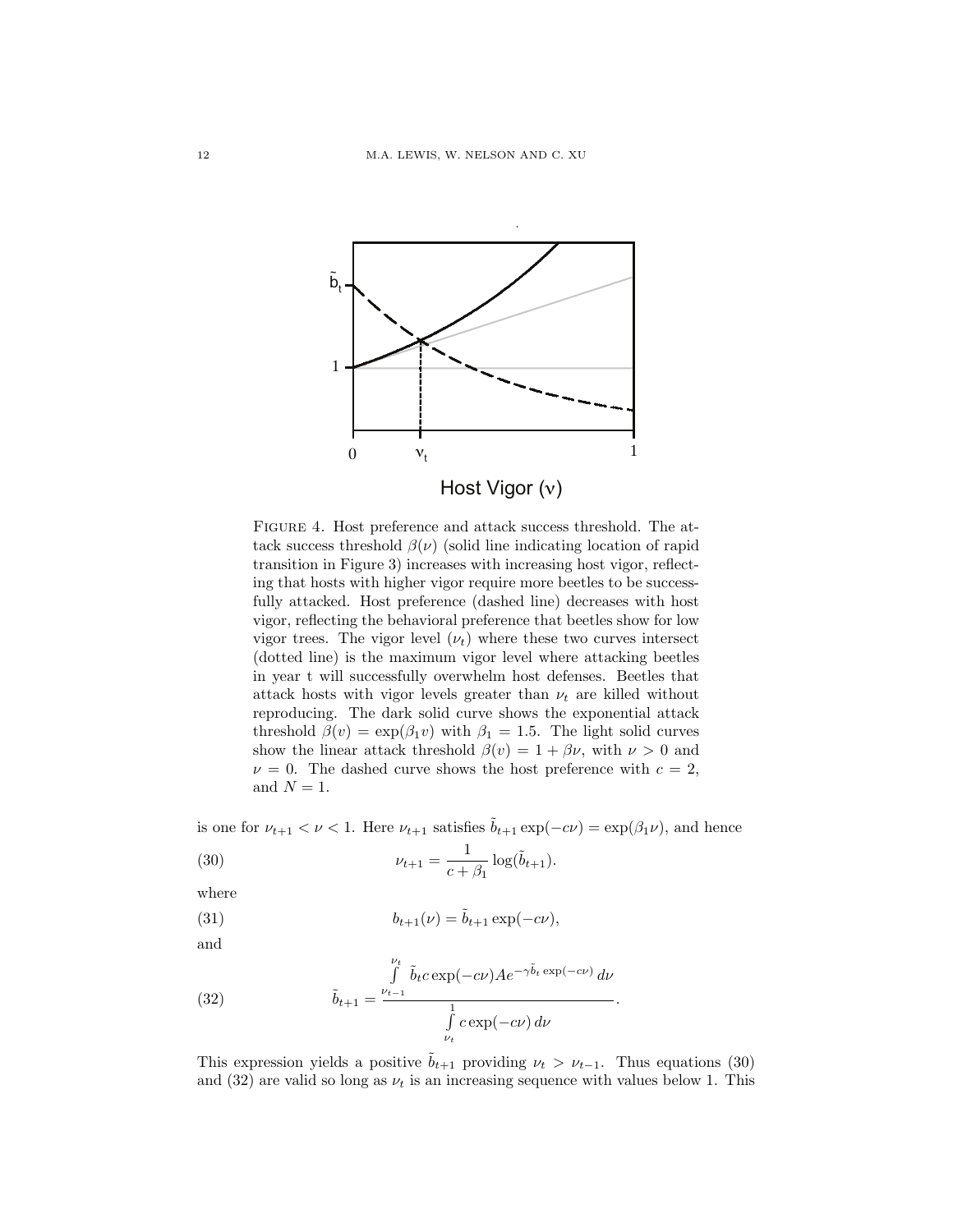FIGURE 4. Host preference and attack success threshold. The attack success threshold $\beta(\nu)$ (solid line indicating location of rapid transition in Figure 3) increases with increasing host vigor, reflecting that hosts with higher vigor require more beetles to be successfully attacked. Host preference (dashed line) decreases with host vigor, reflecting the behavioral preference that beetles show for low vigor trees. The vigor level ($\nu_t$) where these two curves intersect (dotted line) is the maximum vigor level where attacking beetles in year t will successfully overwhelm host defenses. Beetles that attack hosts with vigor levels greater than $\nu_t$ are killed without reproducing. The dark solid curve shows the exponential attack threshold $\beta(v) = \exp(\beta_1 v)$ with $\beta_1 = 1.5$. The light solid curves show the linear attack threshold $\beta(v) = 1 + \beta\nu$, with $\nu > 0$ and $\nu = 0$. The dashed curve shows the host preference with $c = 2$, and $N = 1$.

is one for $\nu_{t+1} < \nu < 1$. Here $\nu_{t+1}$ satisfies $\tilde{b}_{t+1}\exp(-c\nu) = \exp(\beta_1\nu)$, and hence

$$\nu_{t+1} = \frac{1}{c+\beta_1}\log(\tilde{b}_{t+1}). \tag{30}$$

where

$$b_{t+1}(\nu) = \tilde{b}_{t+1}\exp(-c\nu), \tag{31}$$

and

$$\tilde{b}_{t+1} = \frac{\int_{\nu_{t-1}}^{\nu_t} \tilde{b}_t c\exp(-c\nu)Ae^{-\gamma\tilde{b}_t\exp(-c\nu)}\,d\nu}{\int_{\nu_t}^{1} c\exp(-c\nu)\,d\nu}. \tag{32}$$

This expression yields a positive $\tilde{b}_{t+1}$ providing $\nu_t > \nu_{t-1}$. Thus equations (30) and (32) are valid so long as $\nu_t$ is an increasing sequence with values below 1. This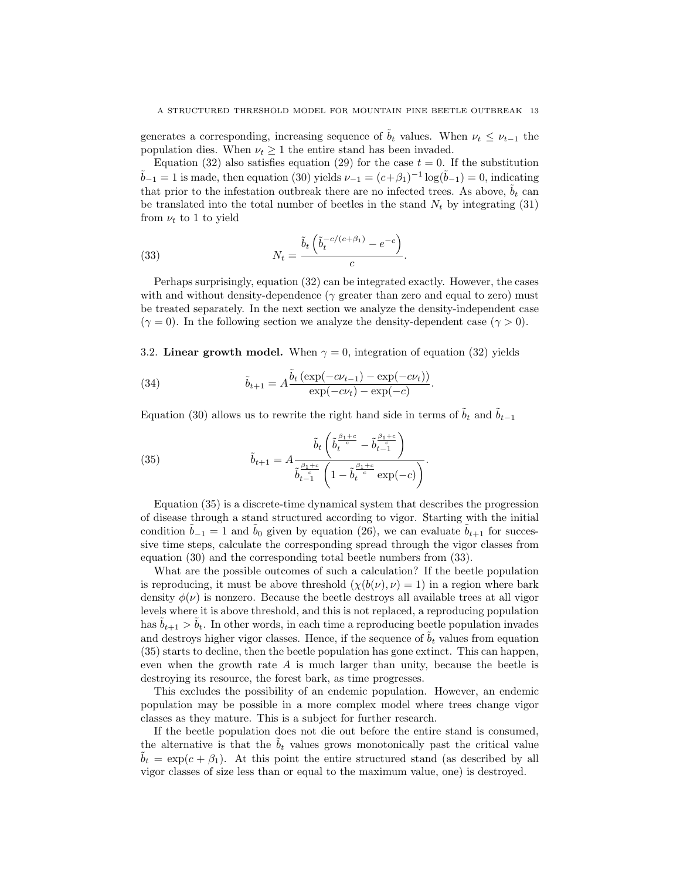generates a corresponding, increasing sequence of $\tilde{b}_t$ values. When $\nu_t \leq \nu_{t-1}$ the population dies. When $\nu_t \geq 1$ the entire stand has been invaded.

Equation (32) also satisfies equation (29) for the case $t = 0$. If the substitution $\tilde{b}_{-1} = 1$ is made, then equation (30) yields $\nu_{-1} = (c+\beta_1)^{-1} \log(\tilde{b}_{-1}) = 0$, indicating that prior to the infestation outbreak there are no infected trees. As above, $\tilde{b}_t$ can be translated into the total number of beetles in the stand $N_t$ by integrating (31) from $\nu_t$ to 1 to yield

$$N_t = \frac{\tilde{b}_t \left( \tilde{b}_t^{-c/(c+\beta_1)} - e^{-c} \right)}{c}. \tag{33}$$

Perhaps surprisingly, equation (32) can be integrated exactly. However, the cases with and without density-dependence ($\gamma$ greater than zero and equal to zero) must be treated separately. In the next section we analyze the density-independent case ($\gamma = 0$). In the following section we analyze the density-dependent case ($\gamma > 0$).

### 3.2. Linear growth model.

When $\gamma = 0$, integration of equation (32) yields

$$\tilde{b}_{t+1} = A \frac{\tilde{b}_t \left( \exp(-c\nu_{t-1}) - \exp(-c\nu_t) \right)}{\exp(-c\nu_t) - \exp(-c)}. \tag{34}$$

Equation (30) allows us to rewrite the right hand side in terms of $\tilde{b}_t$ and $\tilde{b}_{t-1}$

$$\tilde{b}_{t+1} = A \frac{\tilde{b}_t \left( \tilde{b}_t^{\frac{\beta_1+c}{c}} - \tilde{b}_{t-1}^{\frac{\beta_1+c}{c}} \right)}{\tilde{b}_{t-1}^{\frac{\beta_1+c}{c}} \left( 1 - \tilde{b}_t^{\frac{\beta_1+c}{c}} \exp(-c) \right)}. \tag{35}$$

Equation (35) is a discrete-time dynamical system that describes the progression of disease through a stand structured according to vigor. Starting with the initial condition $\tilde{b}_{-1} = 1$ and $\tilde{b}_0$ given by equation (26), we can evaluate $\tilde{b}_{t+1}$ for successive time steps, calculate the corresponding spread through the vigor classes from equation (30) and the corresponding total beetle numbers from (33).

What are the possible outcomes of such a calculation? If the beetle population is reproducing, it must be above threshold ($\chi(b(\nu), \nu) = 1$) in a region where bark density $\phi(\nu)$ is nonzero. Because the beetle destroys all available trees at all vigor levels where it is above threshold, and this is not replaced, a reproducing population has $\tilde{b}_{t+1} > \tilde{b}_t$. In other words, in each time a reproducing beetle population invades and destroys higher vigor classes. Hence, if the sequence of $\tilde{b}_t$ values from equation (35) starts to decline, then the beetle population has gone extinct. This can happen, even when the growth rate $A$ is much larger than unity, because the beetle is destroying its resource, the forest bark, as time progresses.

This excludes the possibility of an endemic population. However, an endemic population may be possible in a more complex model where trees change vigor classes as they mature. This is a subject for further research.

If the beetle population does not die out before the entire stand is consumed, the alternative is that the $\tilde{b}_t$ values grows monotonically past the critical value $\tilde{b}_t = \exp(c + \beta_1)$. At this point the entire structured stand (as described by all vigor classes of size less than or equal to the maximum value, one) is destroyed.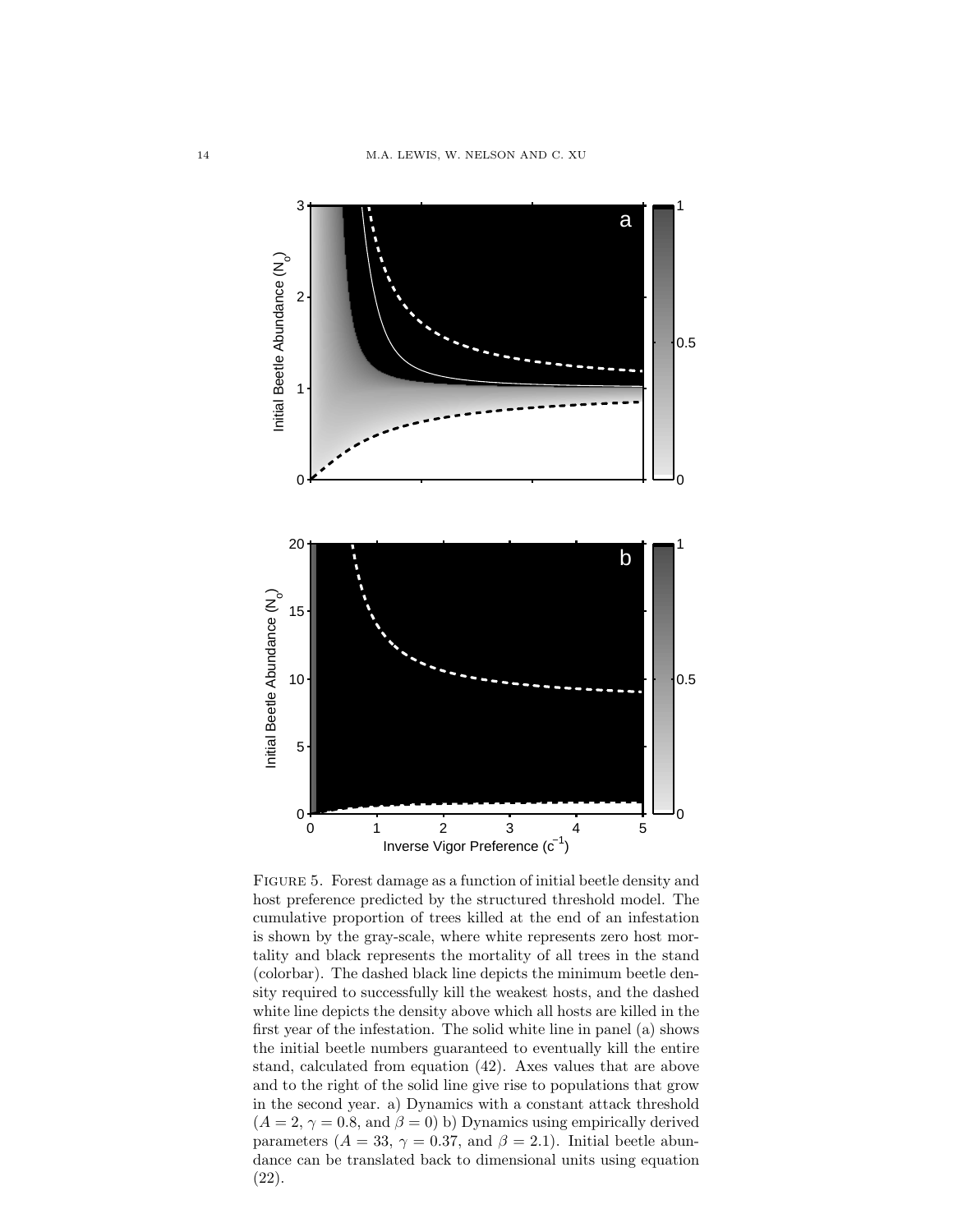Figure 5. Forest damage as a function of initial beetle density and host preference predicted by the structured threshold model. The cumulative proportion of trees killed at the end of an infestation is shown by the gray-scale, where white represents zero host mortality and black represents the mortality of all trees in the stand (colorbar). The dashed black line depicts the minimum beetle density required to successfully kill the weakest hosts, and the dashed white line depicts the density above which all hosts are killed in the first year of the infestation. The solid white line in panel (a) shows the initial beetle numbers guaranteed to eventually kill the entire stand, calculated from equation (42). Axes values that are above and to the right of the solid line give rise to populations that grow in the second year. a) Dynamics with a constant attack threshold ($A = 2$, $\gamma = 0.8$, and $\beta = 0$) b) Dynamics using empirically derived parameters ($A = 33$, $\gamma = 0.37$, and $\beta = 2.1$). Initial beetle abundance can be translated back to dimensional units using equation (22).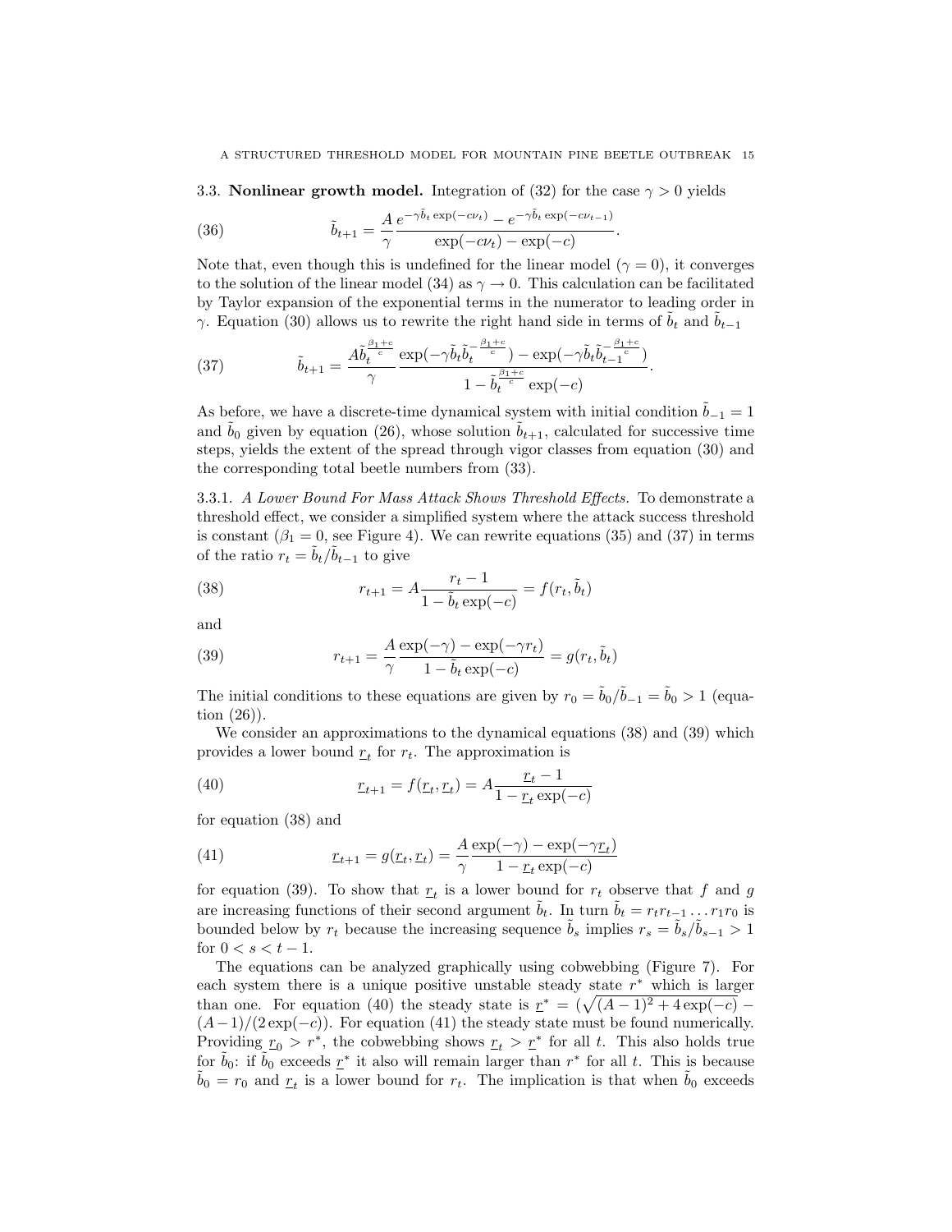### 3.3. Nonlinear growth model.

Integration of (32) for the case $\gamma > 0$ yields

$$\tilde{b}_{t+1} = \frac{A}{\gamma} \frac{e^{-\gamma \tilde{b}_t \exp(-c\nu_t)} - e^{-\gamma \tilde{b}_t \exp(-c\nu_{t-1})}}{\exp(-c\nu_t) - \exp(-c)}. \tag{36}$$

Note that, even though this is undefined for the linear model ($\gamma = 0$), it converges to the solution of the linear model (34) as $\gamma \to 0$. This calculation can be facilitated by Taylor expansion of the exponential terms in the numerator to leading order in $\gamma$. Equation (30) allows us to rewrite the right hand side in terms of $\tilde{b}_t$ and $\tilde{b}_{t-1}$

$$\tilde{b}_{t+1} = \frac{A\tilde{b}_t^{\frac{\beta_1 + c}{c}}}{\gamma} \frac{\exp(-\gamma \tilde{b}_t \tilde{b}_t^{-\frac{\beta_1+c}{c}}) - \exp(-\gamma \tilde{b}_t \tilde{b}_{t-1}^{-\frac{\beta_1+c}{c}})}{1 - \tilde{b}_t^{\frac{\beta_1+c}{c}} \exp(-c)}. \tag{37}$$

As before, we have a discrete-time dynamical system with initial condition $\tilde{b}_{-1} = 1$ and $\tilde{b}_0$ given by equation (26), whose solution $\tilde{b}_{t+1}$, calculated for successive time steps, yields the extent of the spread through vigor classes from equation (30) and the corresponding total beetle numbers from (33).

#### 3.3.1. *A Lower Bound For Mass Attack Shows Threshold Effects.*

To demonstrate a threshold effect, we consider a simplified system where the attack success threshold is constant ($\beta_1 = 0$, see Figure 4). We can rewrite equations (35) and (37) in terms of the ratio $r_t = \tilde{b}_t / \tilde{b}_{t-1}$ to give

$$r_{t+1} = A \frac{r_t - 1}{1 - \tilde{b}_t \exp(-c)} = f(r_t, \tilde{b}_t) \tag{38}$$

and

$$r_{t+1} = \frac{A}{\gamma} \frac{\exp(-\gamma) - \exp(-\gamma r_t)}{1 - \tilde{b}_t \exp(-c)} = g(r_t, \tilde{b}_t) \tag{39}$$

The initial conditions to these equations are given by $r_0 = \tilde{b}_0 / \tilde{b}_{-1} = \tilde{b}_0 > 1$ (equation (26)).

We consider an approximations to the dynamical equations (38) and (39) which provides a lower bound $\underline{r}_t$ for $r_t$. The approximation is

$$\underline{r}_{t+1} = f(\underline{r}_t, \underline{r}_t) = A \frac{\underline{r}_t - 1}{1 - \underline{r}_t \exp(-c)} \tag{40}$$

for equation (38) and

$$\underline{r}_{t+1} = g(\underline{r}_t, \underline{r}_t) = \frac{A}{\gamma} \frac{\exp(-\gamma) - \exp(-\gamma \underline{r}_t)}{1 - \underline{r}_t \exp(-c)} \tag{41}$$

for equation (39). To show that $\underline{r}_t$ is a lower bound for $r_t$ observe that $f$ and $g$ are increasing functions of their second argument $\tilde{b}_t$. In turn $\tilde{b}_t = r_t r_{t-1} \ldots r_1 r_0$ is bounded below by $r_t$ because the increasing sequence $\tilde{b}_s$ implies $r_s = \tilde{b}_s / \tilde{b}_{s-1} > 1$ for $0 < s < t - 1$.

The equations can be analyzed graphically using cobwebbing (Figure 7). For each system there is a unique positive unstable steady state $r^*$ which is larger than one. For equation (40) the steady state is $\underline{r}^* = (\sqrt{(A-1)^2 + 4\exp(-c)} - (A-1)/(2\exp(-c))$. For equation (41) the steady state must be found numerically. Providing $\underline{r}_0 > r^*$, the cobwebbing shows $\underline{r}_t > \underline{r}^*$ for all $t$. This also holds true for $\tilde{b}_0$: if $\tilde{b}_0$ exceeds $\underline{r}^*$ it also will remain larger than $r^*$ for all $t$. This is because $\tilde{b}_0 = r_0$ and $\underline{r}_t$ is a lower bound for $r_t$. The implication is that when $\tilde{b}_0$ exceeds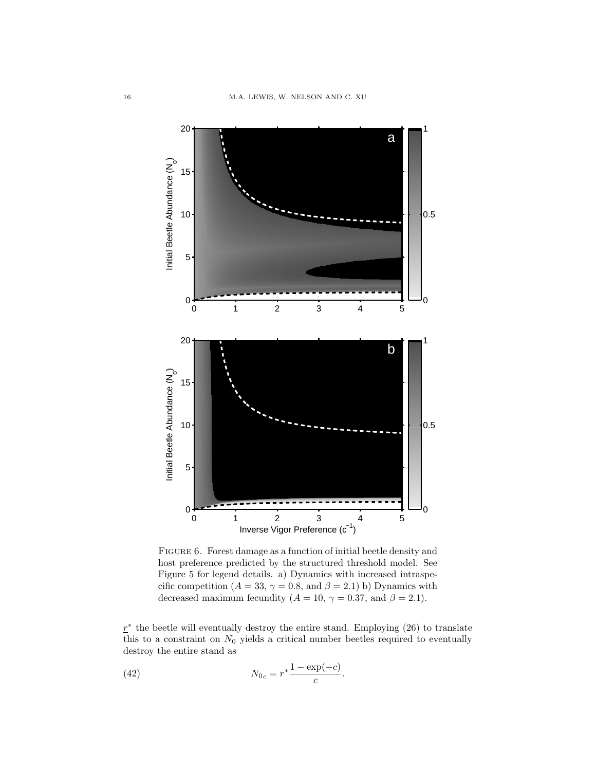FIGURE 6. Forest damage as a function of initial beetle density and host preference predicted by the structured threshold model. See Figure 5 for legend details. a) Dynamics with increased intraspecific competition ($A = 33$, $\gamma = 0.8$, and $\beta = 2.1$) b) Dynamics with decreased maximum fecundity ($A = 10$, $\gamma = 0.37$, and $\beta = 2.1$).

$\underline{r}^*$ the beetle will eventually destroy the entire stand. Employing (26) to translate this to a constraint on $N_0$ yields a critical number beetles required to eventually destroy the entire stand as

$$N_{0c} = r^* \frac{1 - \exp(-c)}{c}. \tag{42}$$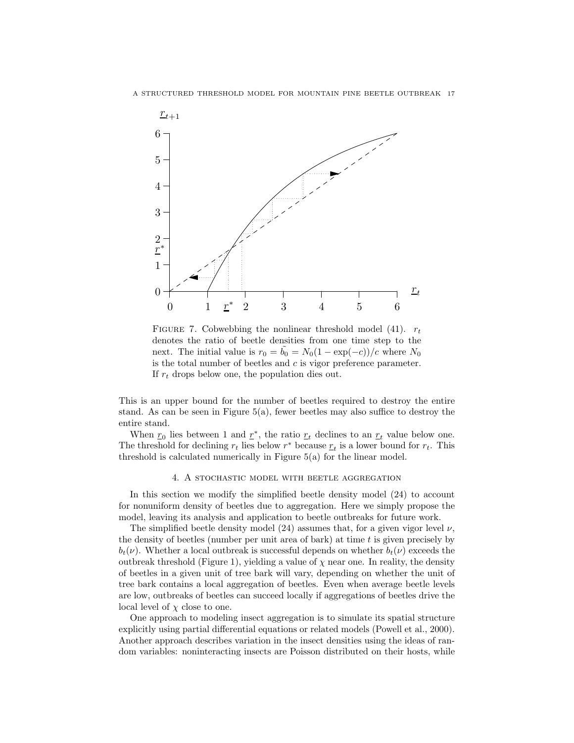Figure 7. Cobwebbing the nonlinear threshold model (41). $r_t$ denotes the ratio of beetle densities from one time step to the next. The initial value is $r_0 = \tilde{b_0} = N_0(1 - \exp(-c))/c$ where $N_0$ is the total number of beetles and $c$ is vigor preference parameter. If $r_t$ drops below one, the population dies out.

This is an upper bound for the number of beetles required to destroy the entire stand. As can be seen in Figure 5(a), fewer beetles may also suffice to destroy the entire stand.

When $\underline{r}_0$ lies between 1 and $\underline{r}^*$, the ratio $\underline{r}_t$ declines to an $\underline{r}_t$ value below one. The threshold for declining $r_t$ lies below $r^*$ because $\underline{r}_t$ is a lower bound for $r_t$. This threshold is calculated numerically in Figure 5(a) for the linear model.

## 4. A stochastic model with beetle aggregation

In this section we modify the simplified beetle density model (24) to account for nonuniform density of beetles due to aggregation. Here we simply propose the model, leaving its analysis and application to beetle outbreaks for future work.

The simplified beetle density model (24) assumes that, for a given vigor level $\nu$, the density of beetles (number per unit area of bark) at time $t$ is given precisely by $b_t(\nu)$. Whether a local outbreak is successful depends on whether $b_t(\nu)$ exceeds the outbreak threshold (Figure 1), yielding a value of $\chi$ near one. In reality, the density of beetles in a given unit of tree bark will vary, depending on whether the unit of tree bark contains a local aggregation of beetles. Even when average beetle levels are low, outbreaks of beetles can succeed locally if aggregations of beetles drive the local level of $\chi$ close to one.

One approach to modeling insect aggregation is to simulate its spatial structure explicitly using partial differential equations or related models (Powell et al., 2000). Another approach describes variation in the insect densities using the ideas of random variables: noninteracting insects are Poisson distributed on their hosts, while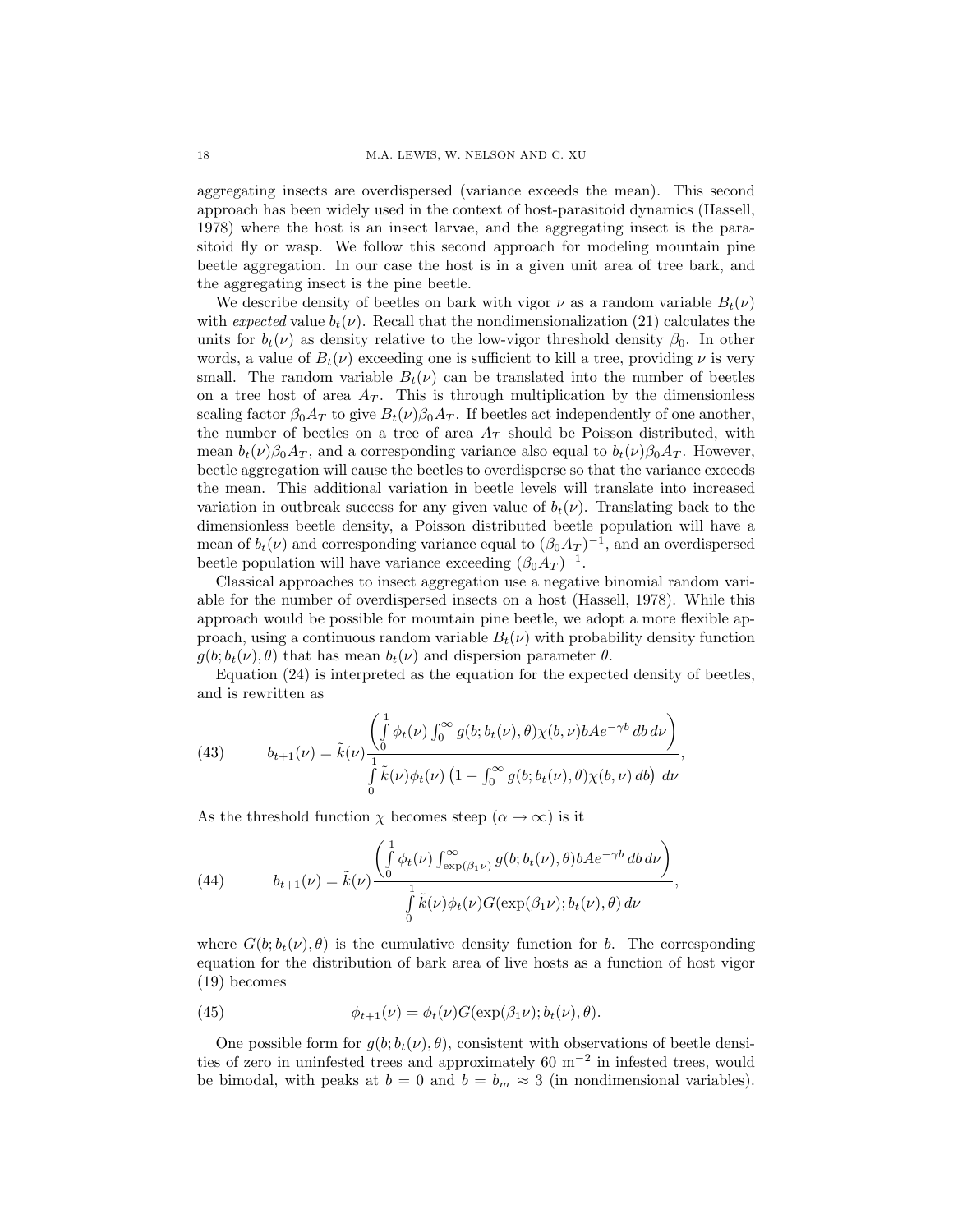aggregating insects are overdispersed (variance exceeds the mean). This second approach has been widely used in the context of host-parasitoid dynamics (Hassell, 1978) where the host is an insect larvae, and the aggregating insect is the parasitoid fly or wasp. We follow this second approach for modeling mountain pine beetle aggregation. In our case the host is in a given unit area of tree bark, and the aggregating insect is the pine beetle.

We describe density of beetles on bark with vigor $\nu$ as a random variable $B_t(\nu)$ with *expected* value $b_t(\nu)$. Recall that the nondimensionalization (21) calculates the units for $b_t(\nu)$ as density relative to the low-vigor threshold density $\beta_0$. In other words, a value of $B_t(\nu)$ exceeding one is sufficient to kill a tree, providing $\nu$ is very small. The random variable $B_t(\nu)$ can be translated into the number of beetles on a tree host of area $A_T$. This is through multiplication by the dimensionless scaling factor $\beta_0 A_T$ to give $B_t(\nu)\beta_0 A_T$. If beetles act independently of one another, the number of beetles on a tree of area $A_T$ should be Poisson distributed, with mean $b_t(\nu)\beta_0 A_T$, and a corresponding variance also equal to $b_t(\nu)\beta_0 A_T$. However, beetle aggregation will cause the beetles to overdisperse so that the variance exceeds the mean. This additional variation in beetle levels will translate into increased variation in outbreak success for any given value of $b_t(\nu)$. Translating back to the dimensionless beetle density, a Poisson distributed beetle population will have a mean of $b_t(\nu)$ and corresponding variance equal to $(\beta_0 A_T)^{-1}$, and an overdispersed beetle population will have variance exceeding $(\beta_0 A_T)^{-1}$.

Classical approaches to insect aggregation use a negative binomial random variable for the number of overdispersed insects on a host (Hassell, 1978). While this approach would be possible for mountain pine beetle, we adopt a more flexible approach, using a continuous random variable $B_t(\nu)$ with probability density function $g(b; b_t(\nu), \theta)$ that has mean $b_t(\nu)$ and dispersion parameter $\theta$.

Equation (24) is interpreted as the equation for the expected density of beetles, and is rewritten as

$$b_{t+1}(\nu) = \tilde{k}(\nu) \frac{\left( \int_0^1 \phi_t(\nu) \int_0^\infty g(b; b_t(\nu), \theta) \chi(b, \nu) b A e^{-\gamma b} \, db \, d\nu \right)}{\int_0^1 \tilde{k}(\nu) \phi_t(\nu) \left( 1 - \int_0^\infty g(b; b_t(\nu), \theta) \chi(b, \nu) \, db \right) \, d\nu}, \tag{43}$$

As the threshold function $\chi$ becomes steep ($\alpha \to \infty$) is it

$$b_{t+1}(\nu) = \tilde{k}(\nu) \frac{\left( \int_0^1 \phi_t(\nu) \int_{\exp(\beta_1 \nu)}^\infty g(b; b_t(\nu), \theta) b A e^{-\gamma b} \, db \, d\nu \right)}{\int_0^1 \tilde{k}(\nu) \phi_t(\nu) G(\exp(\beta_1 \nu); b_t(\nu), \theta) \, d\nu}, \tag{44}$$

where $G(b; b_t(\nu), \theta)$ is the cumulative density function for $b$. The corresponding equation for the distribution of bark area of live hosts as a function of host vigor (19) becomes

$$\phi_{t+1}(\nu) = \phi_t(\nu) G(\exp(\beta_1 \nu); b_t(\nu), \theta). \tag{45}$$

One possible form for $g(b; b_t(\nu), \theta)$, consistent with observations of beetle densities of zero in uninfested trees and approximately 60 m$^{-2}$ in infested trees, would be bimodal, with peaks at $b = 0$ and $b = b_m \approx 3$ (in nondimensional variables).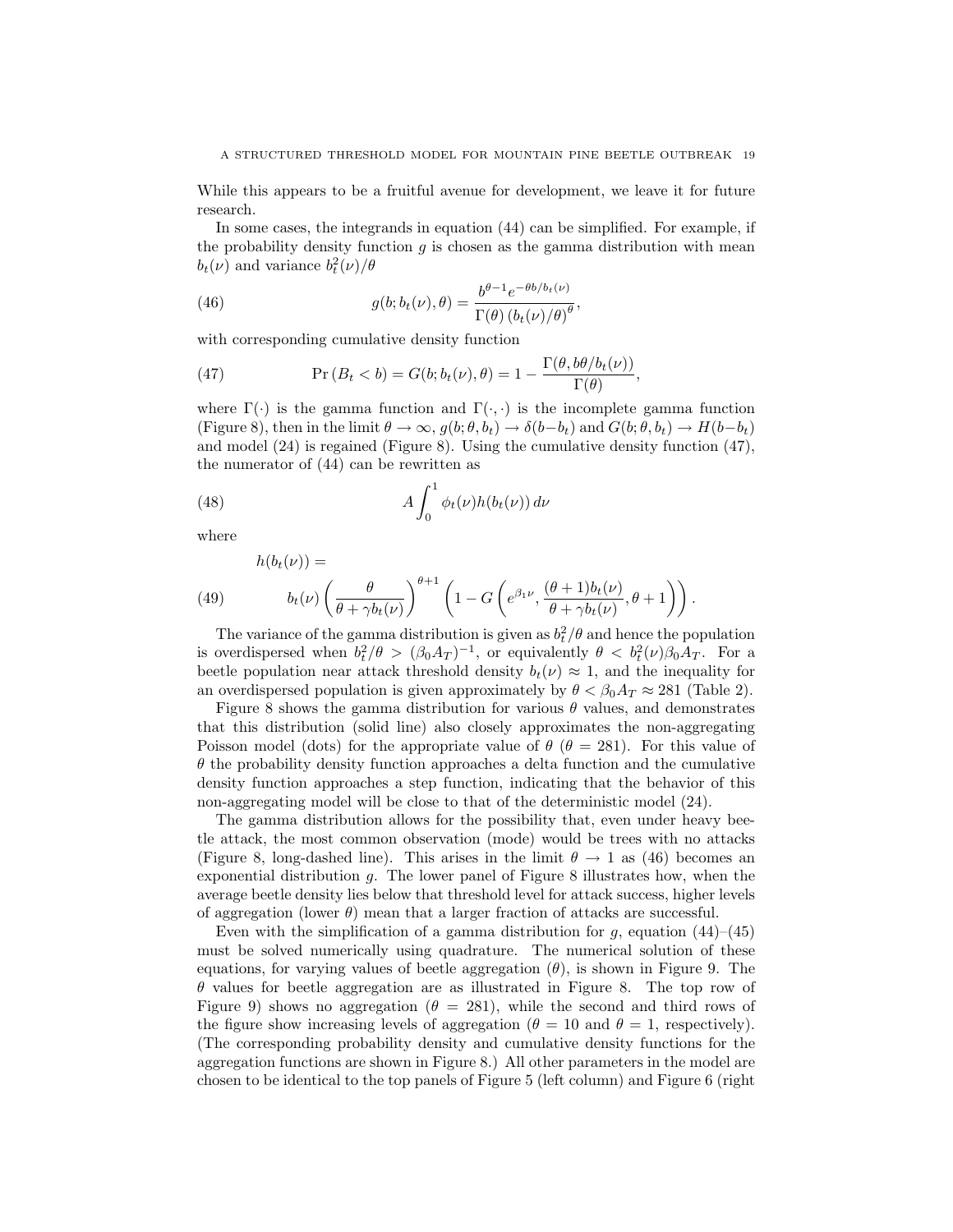While this appears to be a fruitful avenue for development, we leave it for future research.

In some cases, the integrands in equation (44) can be simplified. For example, if the probability density function $g$ is chosen as the gamma distribution with mean $b_t(\nu)$ and variance $b_t^2(\nu)/\theta$

$$g(b; b_t(\nu), \theta) = \frac{b^{\theta-1} e^{-\theta b / b_t(\nu)}}{\Gamma(\theta)\left(b_t(\nu)/\theta\right)^{\theta}}, \tag{46}$$

with corresponding cumulative density function

$$\Pr\left(B_t < b\right) = G(b; b_t(\nu), \theta) = 1 - \frac{\Gamma(\theta, b\theta/b_t(\nu))}{\Gamma(\theta)}, \tag{47}$$

where $\Gamma(\cdot)$ is the gamma function and $\Gamma(\cdot,\cdot)$ is the incomplete gamma function (Figure 8), then in the limit $\theta \to \infty$, $g(b; \theta, b_t) \to \delta(b - b_t)$ and $G(b; \theta, b_t) \to H(b - b_t)$ and model (24) is regained (Figure 8). Using the cumulative density function (47), the numerator of (44) can be rewritten as

$$A \int_0^1 \phi_t(\nu) h(b_t(\nu))\, d\nu \tag{48}$$

where

$$h(b_t(\nu)) = b_t(\nu) \left(\frac{\theta}{\theta + \gamma b_t(\nu)}\right)^{\theta+1} \left(1 - G\left(e^{\beta_1 \nu}, \frac{(\theta+1) b_t(\nu)}{\theta + \gamma b_t(\nu)}, \theta + 1\right)\right). \tag{49}$$

The variance of the gamma distribution is given as $b_t^2/\theta$ and hence the population is overdispersed when $b_t^2/\theta > (\beta_0 A_T)^{-1}$, or equivalently $\theta < b_t^2(\nu)\beta_0 A_T$. For a beetle population near attack threshold density $b_t(\nu) \approx 1$, and the inequality for an overdispersed population is given approximately by $\theta < \beta_0 A_T \approx 281$ (Table 2).

Figure 8 shows the gamma distribution for various $\theta$ values, and demonstrates that this distribution (solid line) also closely approximates the non-aggregating Poisson model (dots) for the appropriate value of $\theta$ ($\theta = 281$). For this value of $\theta$ the probability density function approaches a delta function and the cumulative density function approaches a step function, indicating that the behavior of this non-aggregating model will be close to that of the deterministic model (24).

The gamma distribution allows for the possibility that, even under heavy beetle attack, the most common observation (mode) would be trees with no attacks (Figure 8, long-dashed line). This arises in the limit $\theta \to 1$ as (46) becomes an exponential distribution $g$. The lower panel of Figure 8 illustrates how, when the average beetle density lies below that threshold level for attack success, higher levels of aggregation (lower $\theta$) mean that a larger fraction of attacks are successful.

Even with the simplification of a gamma distribution for $g$, equation (44)–(45) must be solved numerically using quadrature. The numerical solution of these equations, for varying values of beetle aggregation ($\theta$), is shown in Figure 9. The $\theta$ values for beetle aggregation are as illustrated in Figure 8. The top row of Figure 9) shows no aggregation ($\theta = 281$), while the second and third rows of the figure show increasing levels of aggregation ($\theta = 10$ and $\theta = 1$, respectively). (The corresponding probability density and cumulative density functions for the aggregation functions are shown in Figure 8.) All other parameters in the model are chosen to be identical to the top panels of Figure 5 (left column) and Figure 6 (right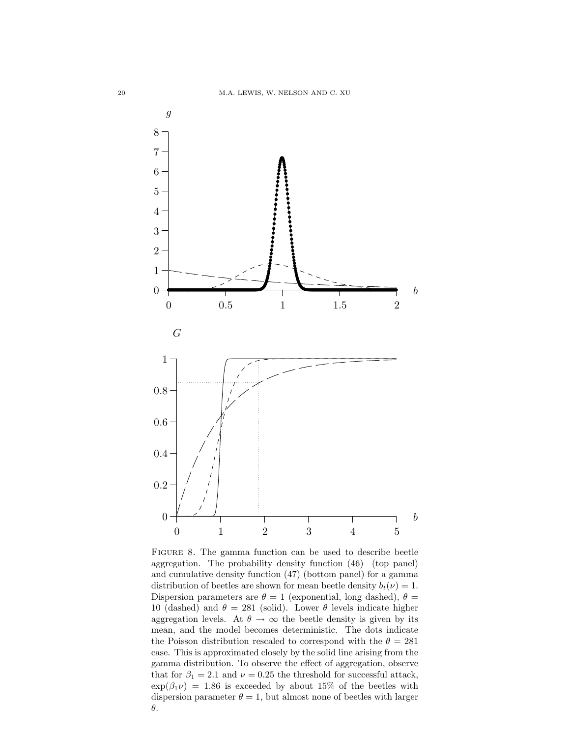Figure 8. The gamma function can be used to describe beetle aggregation. The probability density function (46) (top panel) and cumulative density function (47) (bottom panel) for a gamma distribution of beetles are shown for mean beetle density $b_t(\nu) = 1$. Dispersion parameters are $\theta = 1$ (exponential, long dashed), $\theta = 10$ (dashed) and $\theta = 281$ (solid). Lower $\theta$ levels indicate higher aggregation levels. At $\theta \to \infty$ the beetle density is given by its mean, and the model becomes deterministic. The dots indicate the Poisson distribution rescaled to correspond with the $\theta = 281$ case. This is approximated closely by the solid line arising from the gamma distribution. To observe the effect of aggregation, observe that for $\beta_1 = 2.1$ and $\nu = 0.25$ the threshold for successful attack, $\exp(\beta_1 \nu) = 1.86$ is exceeded by about 15% of the beetles with dispersion parameter $\theta = 1$, but almost none of beetles with larger $\theta$.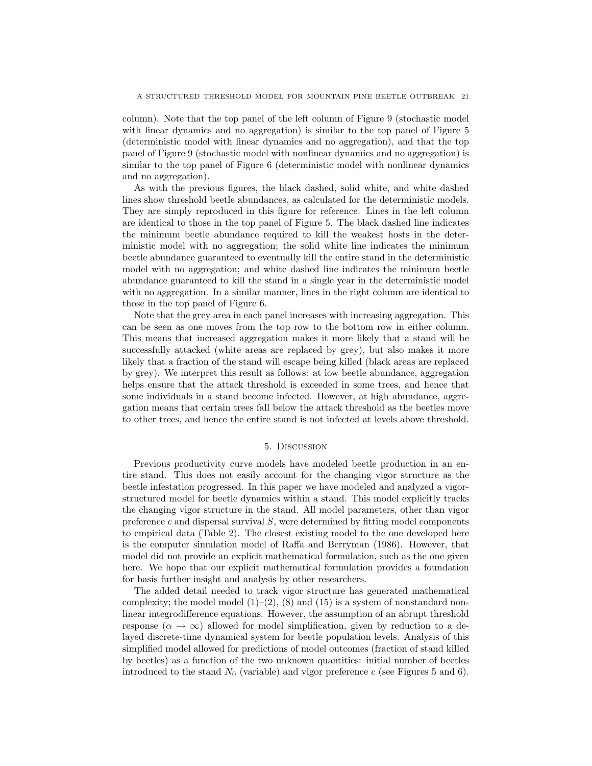column). Note that the top panel of the left column of Figure 9 (stochastic model with linear dynamics and no aggregation) is similar to the top panel of Figure 5 (deterministic model with linear dynamics and no aggregation), and that the top panel of Figure 9 (stochastic model with nonlinear dynamics and no aggregation) is similar to the top panel of Figure 6 (deterministic model with nonlinear dynamics and no aggregation).

As with the previous figures, the black dashed, solid white, and white dashed lines show threshold beetle abundances, as calculated for the deterministic models. They are simply reproduced in this figure for reference. Lines in the left column are identical to those in the top panel of Figure 5. The black dashed line indicates the minimum beetle abundance required to kill the weakest hosts in the deterministic model with no aggregation; the solid white line indicates the minimum beetle abundance guaranteed to eventually kill the entire stand in the deterministic model with no aggregation; and white dashed line indicates the minimum beetle abundance guaranteed to kill the stand in a single year in the deterministic model with no aggregation. In a similar manner, lines in the right column are identical to those in the top panel of Figure 6.

Note that the grey area in each panel increases with increasing aggregation. This can be seen as one moves from the top row to the bottom row in either column. This means that increased aggregation makes it more likely that a stand will be successfully attacked (white areas are replaced by grey), but also makes it more likely that a fraction of the stand will escape being killed (black areas are replaced by grey). We interpret this result as follows: at low beetle abundance, aggregation helps ensure that the attack threshold is exceeded in some trees, and hence that some individuals in a stand become infected. However, at high abundance, aggregation means that certain trees fall below the attack threshold as the beetles move to other trees, and hence the entire stand is not infected at levels above threshold.

## 5. Discussion

Previous productivity curve models have modeled beetle production in an entire stand. This does not easily account for the changing vigor structure as the beetle infestation progressed. In this paper we have modeled and analyzed a vigor-structured model for beetle dynamics within a stand. This model explicitly tracks the changing vigor structure in the stand. All model parameters, other than vigor preference $c$ and dispersal survival $S$, were determined by fitting model components to empirical data (Table 2). The closest existing model to the one developed here is the computer simulation model of Raffa and Berryman (1986). However, that model did not provide an explicit mathematical formulation, such as the one given here. We hope that our explicit mathematical formulation provides a foundation for basis further insight and analysis by other researchers.

The added detail needed to track vigor structure has generated mathematical complexity; the model model (1)–(2), (8) and (15) is a system of nonstandard nonlinear integrodifference equations. However, the assumption of an abrupt threshold response ($\alpha \to \infty$) allowed for model simplification, given by reduction to a delayed discrete-time dynamical system for beetle population levels. Analysis of this simplified model allowed for predictions of model outcomes (fraction of stand killed by beetles) as a function of the two unknown quantities: initial number of beetles introduced to the stand $N_0$ (variable) and vigor preference $c$ (see Figures 5 and 6).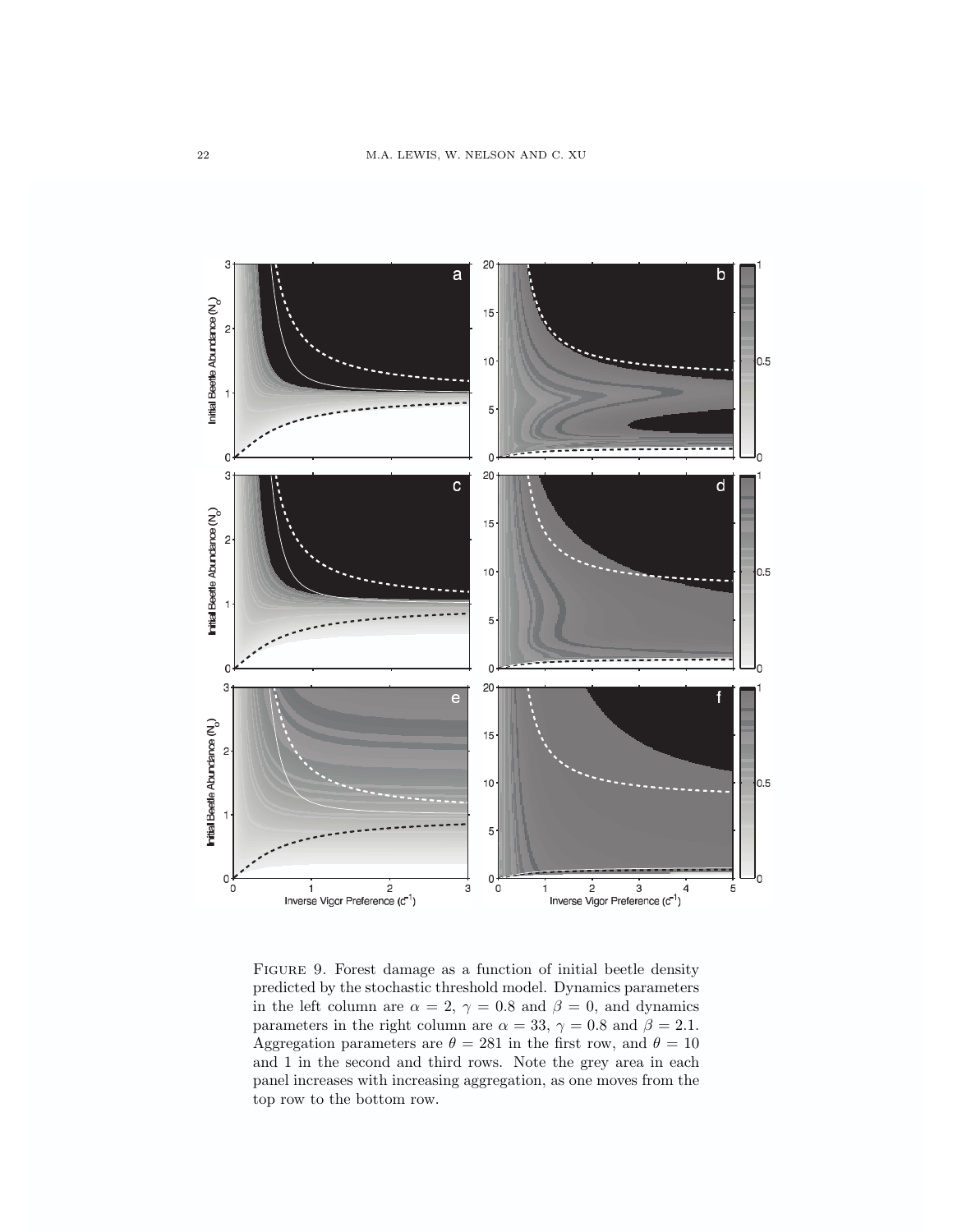Figure 9. Forest damage as a function of initial beetle density predicted by the stochastic threshold model. Dynamics parameters in the left column are $\alpha = 2$, $\gamma = 0.8$ and $\beta = 0$, and dynamics parameters in the right column are $\alpha = 33$, $\gamma = 0.8$ and $\beta = 2.1$. Aggregation parameters are $\theta = 281$ in the first row, and $\theta = 10$ and 1 in the second and third rows. Note the grey area in each panel increases with increasing aggregation, as one moves from the top row to the bottom row.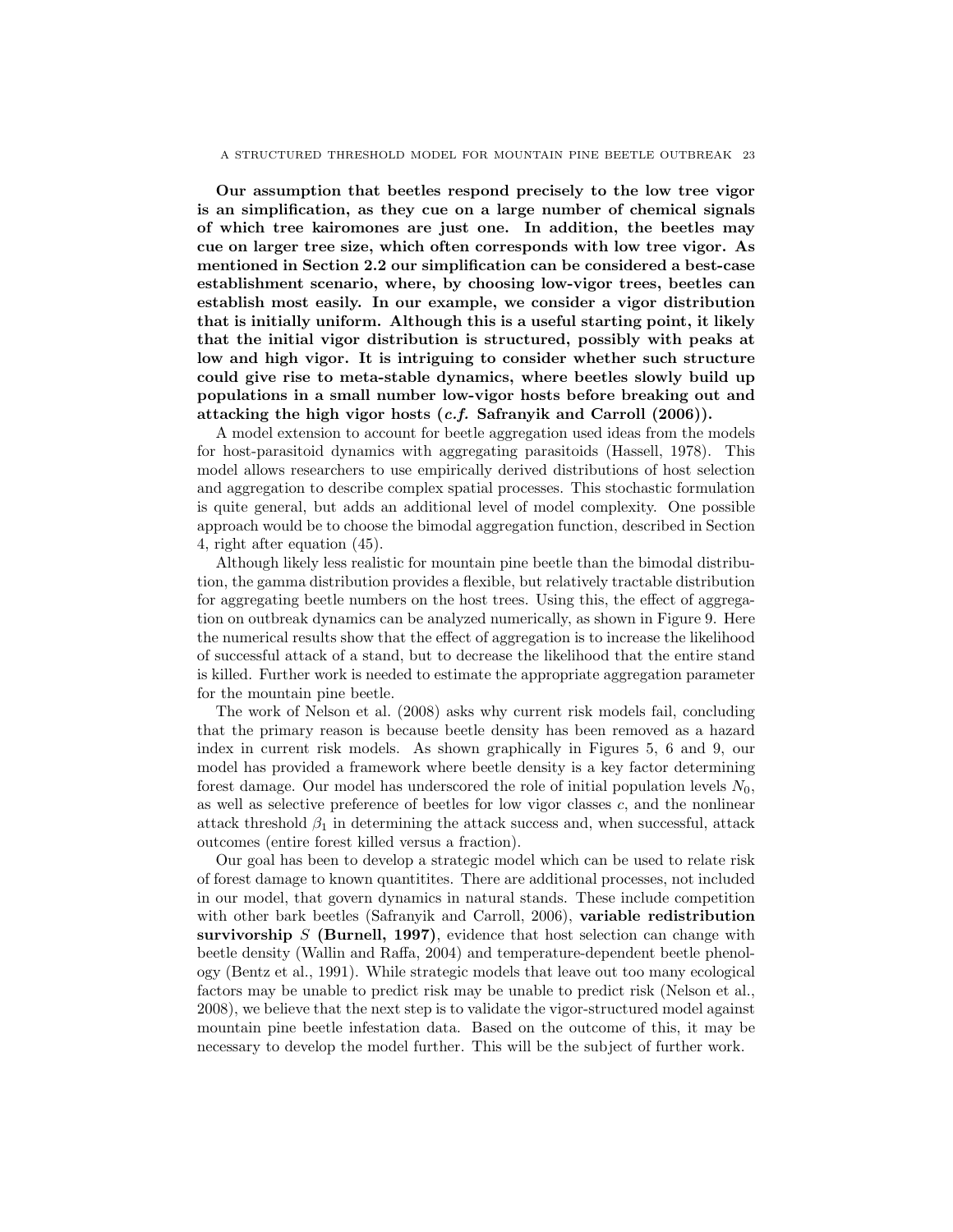**Our assumption that beetles respond precisely to the low tree vigor is an simplification, as they cue on a large number of chemical signals of which tree kairomones are just one. In addition, the beetles may cue on larger tree size, which often corresponds with low tree vigor. As mentioned in Section 2.2 our simplification can be considered a best-case establishment scenario, where, by choosing low-vigor trees, beetles can establish most easily. In our example, we consider a vigor distribution that is initially uniform. Although this is a useful starting point, it likely that the initial vigor distribution is structured, possibly with peaks at low and high vigor. It is intriguing to consider whether such structure could give rise to meta-stable dynamics, where beetles slowly build up populations in a small number low-vigor hosts before breaking out and attacking the high vigor hosts (*c.f.* Safranyik and Carroll (2006)).**

A model extension to account for beetle aggregation used ideas from the models for host-parasitoid dynamics with aggregating parasitoids (Hassell, 1978). This model allows researchers to use empirically derived distributions of host selection and aggregation to describe complex spatial processes. This stochastic formulation is quite general, but adds an additional level of model complexity. One possible approach would be to choose the bimodal aggregation function, described in Section 4, right after equation (45).

Although likely less realistic for mountain pine beetle than the bimodal distribution, the gamma distribution provides a flexible, but relatively tractable distribution for aggregating beetle numbers on the host trees. Using this, the effect of aggregation on outbreak dynamics can be analyzed numerically, as shown in Figure 9. Here the numerical results show that the effect of aggregation is to increase the likelihood of successful attack of a stand, but to decrease the likelihood that the entire stand is killed. Further work is needed to estimate the appropriate aggregation parameter for the mountain pine beetle.

The work of Nelson et al. (2008) asks why current risk models fail, concluding that the primary reason is because beetle density has been removed as a hazard index in current risk models. As shown graphically in Figures 5, 6 and 9, our model has provided a framework where beetle density is a key factor determining forest damage. Our model has underscored the role of initial population levels $N_0$, as well as selective preference of beetles for low vigor classes $c$, and the nonlinear attack threshold $\beta_1$ in determining the attack success and, when successful, attack outcomes (entire forest killed versus a fraction).

Our goal has been to develop a strategic model which can be used to relate risk of forest damage to known quantitites. There are additional processes, not included in our model, that govern dynamics in natural stands. These include competition with other bark beetles (Safranyik and Carroll, 2006), **variable redistribution survivorship $S$ (Burnell, 1997)**, evidence that host selection can change with beetle density (Wallin and Raffa, 2004) and temperature-dependent beetle phenology (Bentz et al., 1991). While strategic models that leave out too many ecological factors may be unable to predict risk may be unable to predict risk (Nelson et al., 2008), we believe that the next step is to validate the vigor-structured model against mountain pine beetle infestation data. Based on the outcome of this, it may be necessary to develop the model further. This will be the subject of further work.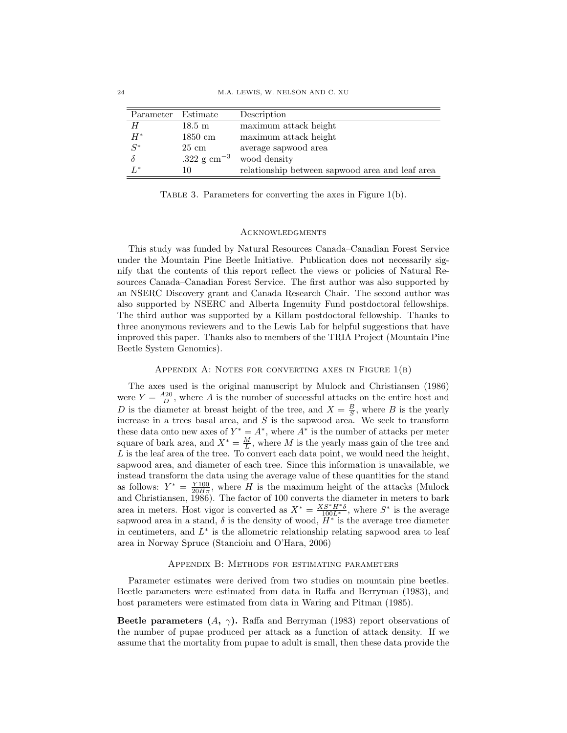| Parameter | Estimate | Description |
|---|---|---|
| $H$ | 18.5 m | maximum attack height |
| $H^*$ | 1850 cm | maximum attack height |
| $S^*$ | 25 cm | average sapwood area |
| $\delta$ | .322 g cm$^{-3}$ | wood density |
| $L^*$ | 10 | relationship between sapwood area and leaf area |

TABLE 3. Parameters for converting the axes in Figure 1(b).

## Acknowledgments

This study was funded by Natural Resources Canada–Canadian Forest Service under the Mountain Pine Beetle Initiative. Publication does not necessarily signify that the contents of this report reflect the views or policies of Natural Resources Canada–Canadian Forest Service. The first author was also supported by an NSERC Discovery grant and Canada Research Chair. The second author was also supported by NSERC and Alberta Ingenuity Fund postdoctoral fellowships. The third author was supported by a Killam postdoctoral fellowship. Thanks to three anonymous reviewers and to the Lewis Lab for helpful suggestions that have improved this paper. Thanks also to members of the TRIA Project (Mountain Pine Beetle System Genomics).

## Appendix A: Notes for converting axes in Figure 1(b)

The axes used is the original manuscript by Mulock and Christiansen (1986) were $Y = \frac{A20}{D}$, where $A$ is the number of successful attacks on the entire host and $D$ is the diameter at breast height of the tree, and $X = \frac{B}{S}$, where $B$ is the yearly increase in a trees basal area, and $S$ is the sapwood area. We seek to transform these data onto new axes of $Y^* = A^*$, where $A^*$ is the number of attacks per meter square of bark area, and $X^* = \frac{M}{L}$, where $M$ is the yearly mass gain of the tree and $L$ is the leaf area of the tree. To convert each data point, we would need the height, sapwood area, and diameter of each tree. Since this information is unavailable, we instead transform the data using the average value of these quantities for the stand as follows: $Y^* = \frac{Y100}{20H\pi}$, where $H$ is the maximum height of the attacks (Mulock and Christiansen, 1986). The factor of 100 converts the diameter in meters to bark area in meters. Host vigor is converted as $X^* = \frac{XS^*H^*\delta}{100L^*}$, where $S^*$ is the average sapwood area in a stand, $\delta$ is the density of wood, $H^*$ is the average tree diameter in centimeters, and $L^*$ is the allometric relationship relating sapwood area to leaf area in Norway Spruce (Stancioiu and O'Hara, 2006)

## Appendix B: Methods for estimating parameters

Parameter estimates were derived from two studies on mountain pine beetles. Beetle parameters were estimated from data in Raffa and Berryman (1983), and host parameters were estimated from data in Waring and Pitman (1985).

**Beetle parameters ($A$, $\gamma$).** Raffa and Berryman (1983) report observations of the number of pupae produced per attack as a function of attack density. If we assume that the mortality from pupae to adult is small, then these data provide the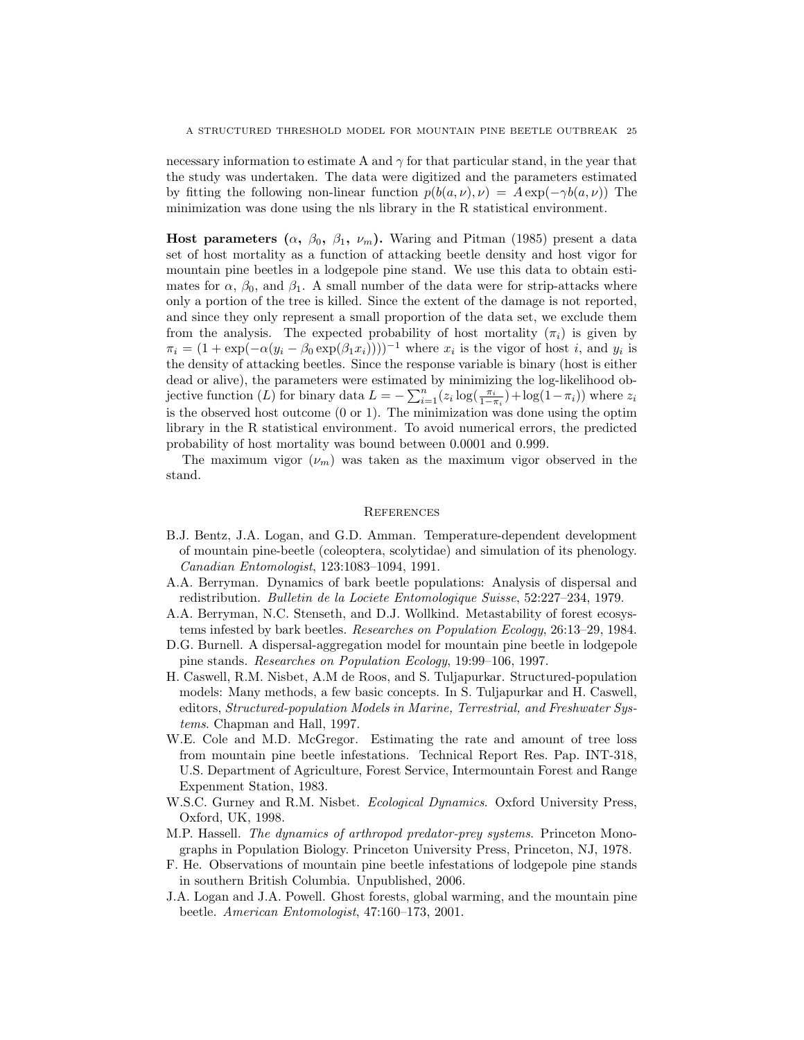necessary information to estimate A and $\gamma$ for that particular stand, in the year that the study was undertaken. The data were digitized and the parameters estimated by fitting the following non-linear function $p(b(a,\nu),\nu) = A\exp(-\gamma b(a,\nu))$ The minimization was done using the nls library in the R statistical environment.

**Host parameters ($\alpha$, $\beta_0$, $\beta_1$, $\nu_m$).** Waring and Pitman (1985) present a data set of host mortality as a function of attacking beetle density and host vigor for mountain pine beetles in a lodgepole pine stand. We use this data to obtain estimates for $\alpha$, $\beta_0$, and $\beta_1$. A small number of the data were for strip-attacks where only a portion of the tree is killed. Since the extent of the damage is not reported, and since they only represent a small proportion of the data set, we exclude them from the analysis. The expected probability of host mortality ($\pi_i$) is given by $\pi_i = (1 + \exp(-\alpha(y_i - \beta_0 \exp(\beta_1 x_i))))^{-1}$ where $x_i$ is the vigor of host $i$, and $y_i$ is the density of attacking beetles. Since the response variable is binary (host is either dead or alive), the parameters were estimated by minimizing the log-likelihood objective function ($L$) for binary data $L = -\sum_{i=1}^{n}(z_i \log(\frac{\pi_i}{1-\pi_i}) + \log(1-\pi_i))$ where $z_i$ is the observed host outcome (0 or 1). The minimization was done using the optim library in the R statistical environment. To avoid numerical errors, the predicted probability of host mortality was bound between 0.0001 and 0.999.

The maximum vigor ($\nu_m$) was taken as the maximum vigor observed in the stand.

## References

B.J. Bentz, J.A. Logan, and G.D. Amman. Temperature-dependent development of mountain pine-beetle (coleoptera, scolytidae) and simulation of its phenology. *Canadian Entomologist*, 123:1083–1094, 1991.

A.A. Berryman. Dynamics of bark beetle populations: Analysis of dispersal and redistribution. *Bulletin de la Lociete Entomologique Suisse*, 52:227–234, 1979.

A.A. Berryman, N.C. Stenseth, and D.J. Wollkind. Metastability of forest ecosystems infested by bark beetles. *Researches on Population Ecology*, 26:13–29, 1984.

D.G. Burnell. A dispersal-aggregation model for mountain pine beetle in lodgepole pine stands. *Researches on Population Ecology*, 19:99–106, 1997.

H. Caswell, R.M. Nisbet, A.M de Roos, and S. Tuljapurkar. Structured-population models: Many methods, a few basic concepts. In S. Tuljapurkar and H. Caswell, editors, *Structured-population Models in Marine, Terrestrial, and Freshwater Systems*. Chapman and Hall, 1997.

W.E. Cole and M.D. McGregor. Estimating the rate and amount of tree loss from mountain pine beetle infestations. Technical Report Res. Pap. INT-318, U.S. Department of Agriculture, Forest Service, Intermountain Forest and Range Expenment Station, 1983.

W.S.C. Gurney and R.M. Nisbet. *Ecological Dynamics*. Oxford University Press, Oxford, UK, 1998.

M.P. Hassell. *The dynamics of arthropod predator-prey systems*. Princeton Monographs in Population Biology. Princeton University Press, Princeton, NJ, 1978.

F. He. Observations of mountain pine beetle infestations of lodgepole pine stands in southern British Columbia. Unpublished, 2006.

J.A. Logan and J.A. Powell. Ghost forests, global warming, and the mountain pine beetle. *American Entomologist*, 47:160–173, 2001.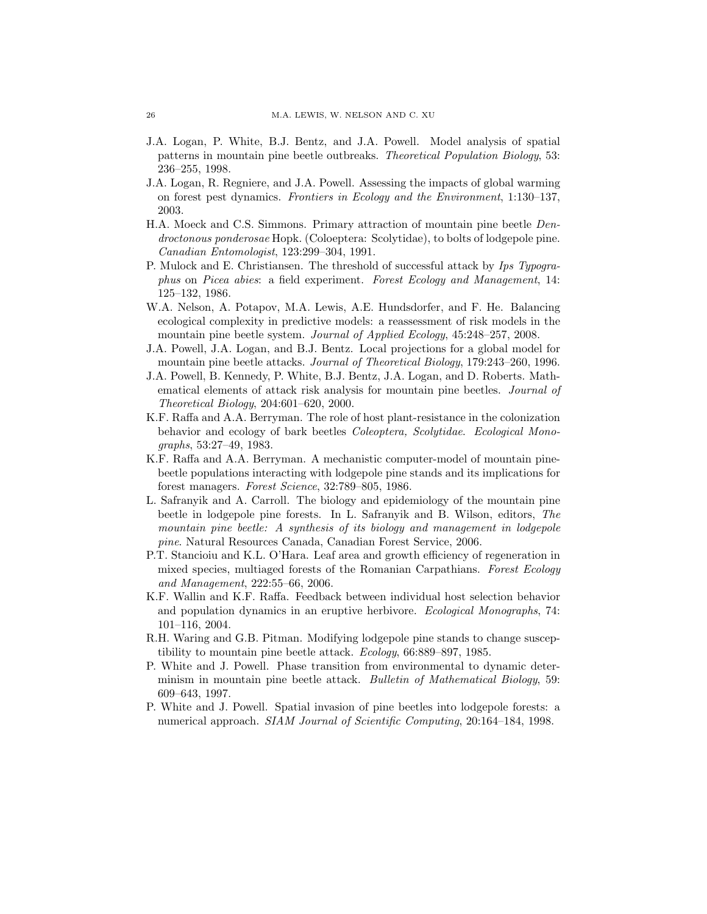J.A. Logan, P. White, B.J. Bentz, and J.A. Powell. Model analysis of spatial patterns in mountain pine beetle outbreaks. *Theoretical Population Biology*, 53: 236–255, 1998.

J.A. Logan, R. Regniere, and J.A. Powell. Assessing the impacts of global warming on forest pest dynamics. *Frontiers in Ecology and the Environment*, 1:130–137, 2003.

H.A. Moeck and C.S. Simmons. Primary attraction of mountain pine beetle *Dendroctonous ponderosae* Hopk. (Coloeptera: Scolytidae), to bolts of lodgepole pine. *Canadian Entomologist*, 123:299–304, 1991.

P. Mulock and E. Christiansen. The threshold of successful attack by *Ips Typographus* on *Picea abies*: a field experiment. *Forest Ecology and Management*, 14: 125–132, 1986.

W.A. Nelson, A. Potapov, M.A. Lewis, A.E. Hundsdorfer, and F. He. Balancing ecological complexity in predictive models: a reassessment of risk models in the mountain pine beetle system. *Journal of Applied Ecology*, 45:248–257, 2008.

J.A. Powell, J.A. Logan, and B.J. Bentz. Local projections for a global model for mountain pine beetle attacks. *Journal of Theoretical Biology*, 179:243–260, 1996.

J.A. Powell, B. Kennedy, P. White, B.J. Bentz, J.A. Logan, and D. Roberts. Mathematical elements of attack risk analysis for mountain pine beetles. *Journal of Theoretical Biology*, 204:601–620, 2000.

K.F. Raffa and A.A. Berryman. The role of host plant-resistance in the colonization behavior and ecology of bark beetles *Coleoptera, Scolytidae*. *Ecological Monographs*, 53:27–49, 1983.

K.F. Raffa and A.A. Berryman. A mechanistic computer-model of mountain pine-beetle populations interacting with lodgepole pine stands and its implications for forest managers. *Forest Science*, 32:789–805, 1986.

L. Safranyik and A. Carroll. The biology and epidemiology of the mountain pine beetle in lodgepole pine forests. In L. Safranyik and B. Wilson, editors, *The mountain pine beetle: A synthesis of its biology and management in lodgepole pine*. Natural Resources Canada, Canadian Forest Service, 2006.

P.T. Stancioiu and K.L. O'Hara. Leaf area and growth efficiency of regeneration in mixed species, multiaged forests of the Romanian Carpathians. *Forest Ecology and Management*, 222:55–66, 2006.

K.F. Wallin and K.F. Raffa. Feedback between individual host selection behavior and population dynamics in an eruptive herbivore. *Ecological Monographs*, 74: 101–116, 2004.

R.H. Waring and G.B. Pitman. Modifying lodgepole pine stands to change susceptibility to mountain pine beetle attack. *Ecology*, 66:889–897, 1985.

P. White and J. Powell. Phase transition from environmental to dynamic determinism in mountain pine beetle attack. *Bulletin of Mathematical Biology*, 59: 609–643, 1997.

P. White and J. Powell. Spatial invasion of pine beetles into lodgepole forests: a numerical approach. *SIAM Journal of Scientific Computing*, 20:164–184, 1998.